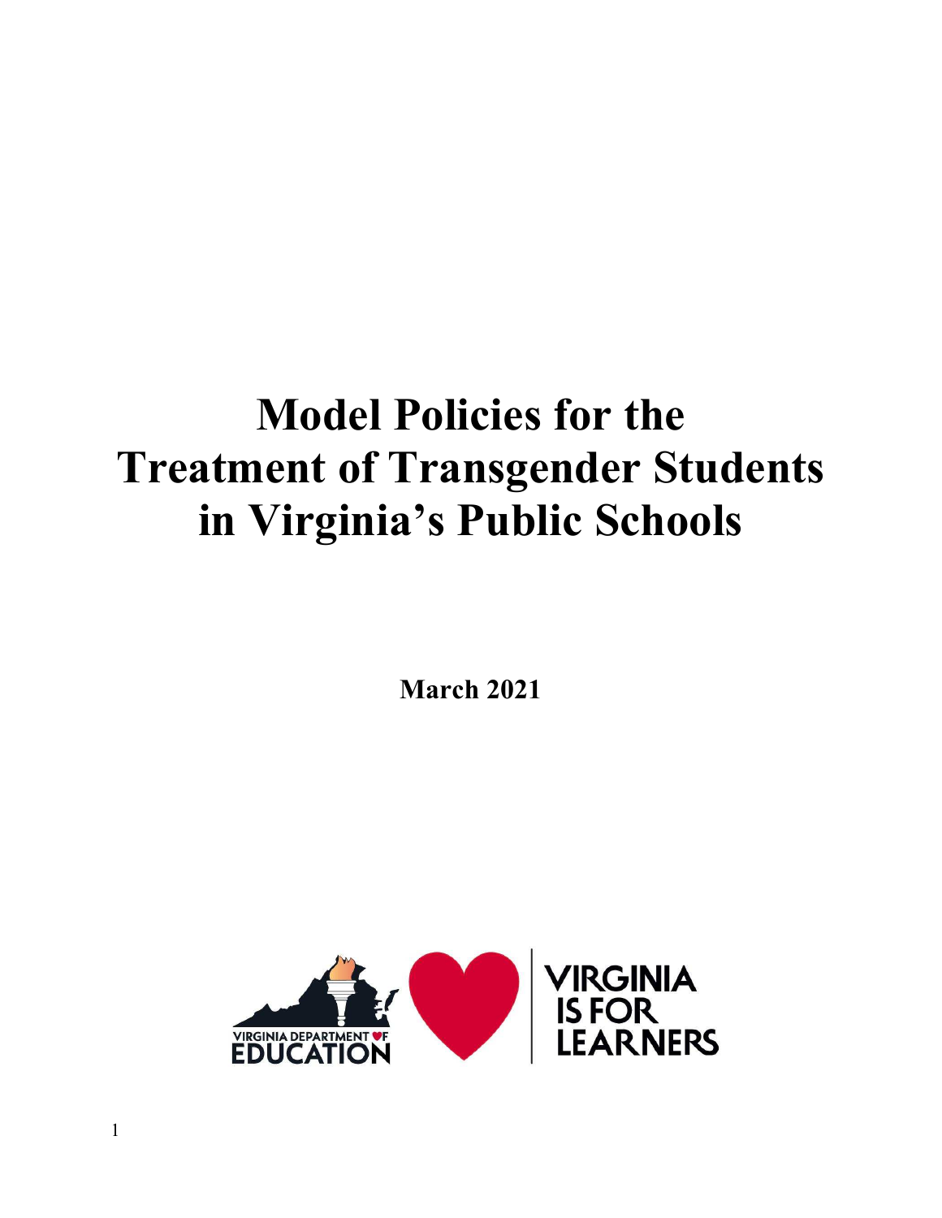# Model Policies for the Treatment of Transgender Students in Virginia's Public Schools

**March 2021**

VIRGINIA DEPARTMENT OF EDUCATION

VIRGINIA IS FOR LEARNERS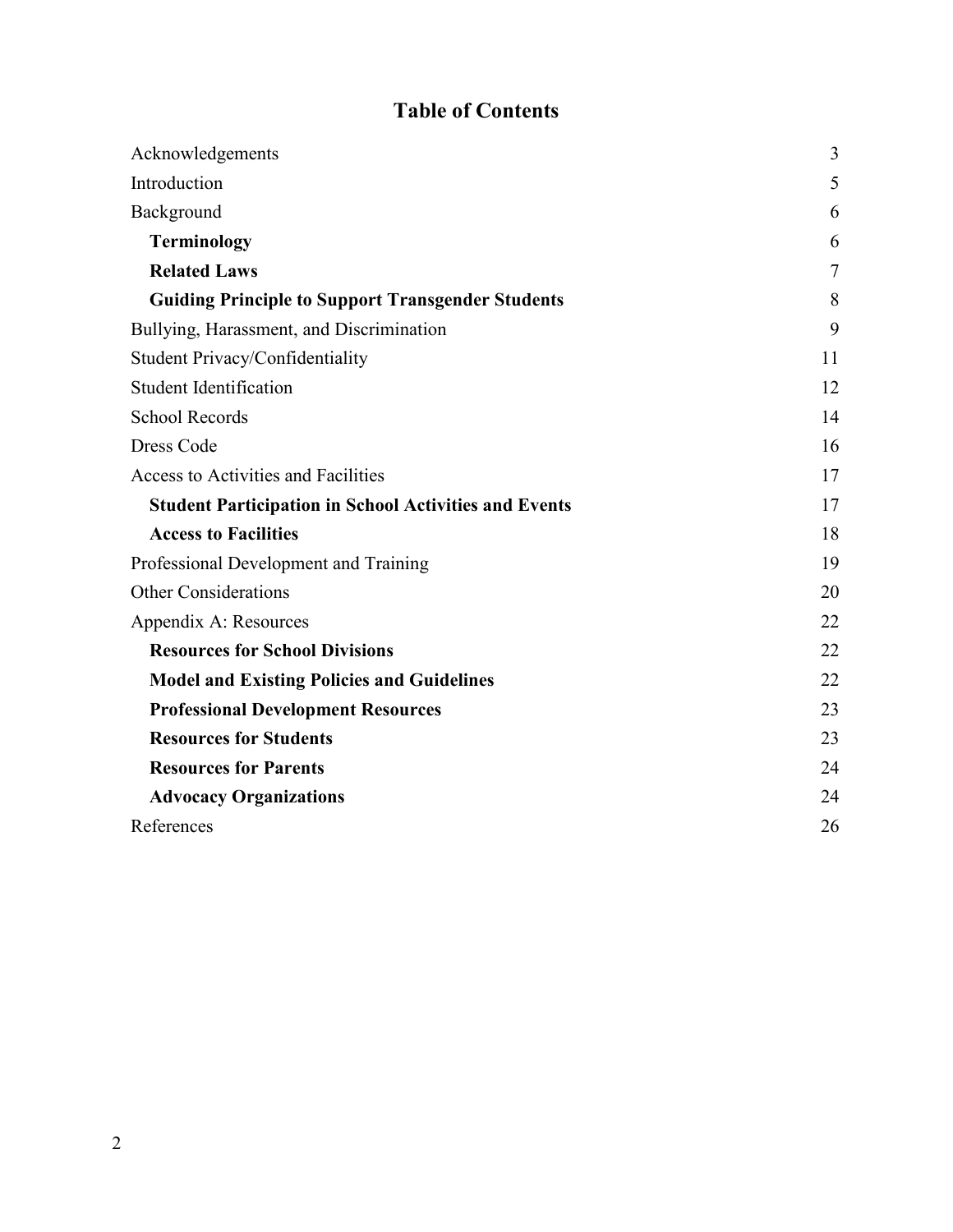# Table of Contents

| | |
|---|---|
| Acknowledgements | 3 |
| Introduction | 5 |
| Background | 6 |
| **Terminology** | 6 |
| **Related Laws** | 7 |
| **Guiding Principle to Support Transgender Students** | 8 |
| Bullying, Harassment, and Discrimination | 9 |
| Student Privacy/Confidentiality | 11 |
| Student Identification | 12 |
| School Records | 14 |
| Dress Code | 16 |
| Access to Activities and Facilities | 17 |
| **Student Participation in School Activities and Events** | 17 |
| **Access to Facilities** | 18 |
| Professional Development and Training | 19 |
| Other Considerations | 20 |
| Appendix A: Resources | 22 |
| **Resources for School Divisions** | 22 |
| **Model and Existing Policies and Guidelines** | 22 |
| **Professional Development Resources** | 23 |
| **Resources for Students** | 23 |
| **Resources for Parents** | 24 |
| **Advocacy Organizations** | 24 |
| References | 26 |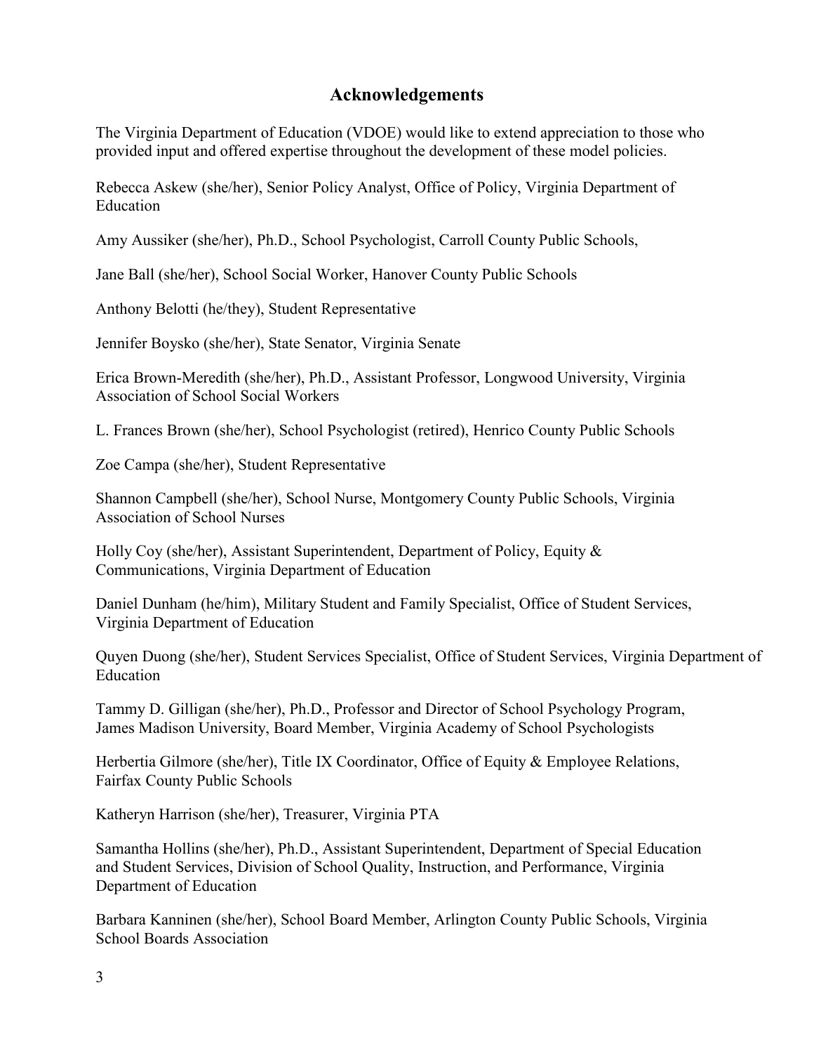## Acknowledgements

The Virginia Department of Education (VDOE) would like to extend appreciation to those who provided input and offered expertise throughout the development of these model policies.

Rebecca Askew (she/her), Senior Policy Analyst, Office of Policy, Virginia Department of Education

Amy Aussiker (she/her), Ph.D., School Psychologist, Carroll County Public Schools,

Jane Ball (she/her), School Social Worker, Hanover County Public Schools

Anthony Belotti (he/they), Student Representative

Jennifer Boysko (she/her), State Senator, Virginia Senate

Erica Brown-Meredith (she/her), Ph.D., Assistant Professor, Longwood University, Virginia Association of School Social Workers

L. Frances Brown (she/her), School Psychologist (retired), Henrico County Public Schools

Zoe Campa (she/her), Student Representative

Shannon Campbell (she/her), School Nurse, Montgomery County Public Schools, Virginia Association of School Nurses

Holly Coy (she/her), Assistant Superintendent, Department of Policy, Equity & Communications, Virginia Department of Education

Daniel Dunham (he/him), Military Student and Family Specialist, Office of Student Services, Virginia Department of Education

Quyen Duong (she/her), Student Services Specialist, Office of Student Services, Virginia Department of Education

Tammy D. Gilligan (she/her), Ph.D., Professor and Director of School Psychology Program, James Madison University, Board Member, Virginia Academy of School Psychologists

Herbertia Gilmore (she/her), Title IX Coordinator, Office of Equity & Employee Relations, Fairfax County Public Schools

Katheryn Harrison (she/her), Treasurer, Virginia PTA

Samantha Hollins (she/her), Ph.D., Assistant Superintendent, Department of Special Education and Student Services, Division of School Quality, Instruction, and Performance, Virginia Department of Education

Barbara Kanninen (she/her), School Board Member, Arlington County Public Schools, Virginia School Boards Association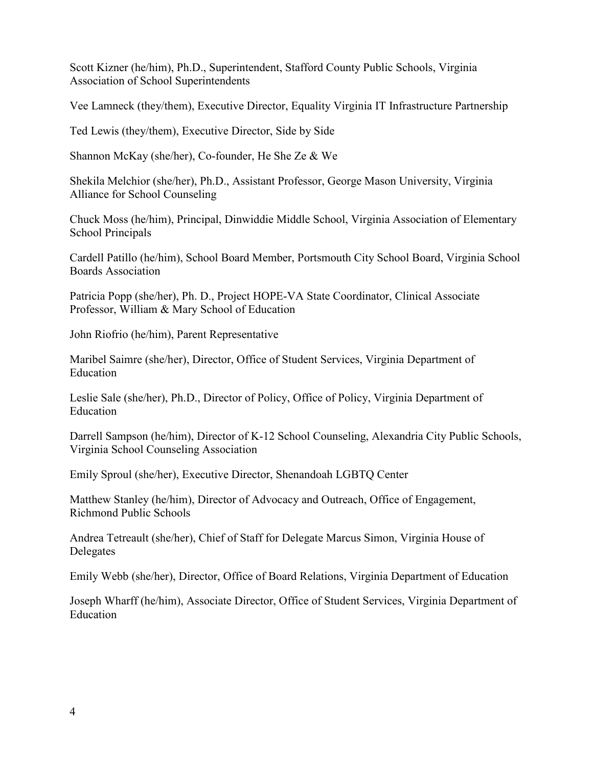Scott Kizner (he/him), Ph.D., Superintendent, Stafford County Public Schools, Virginia Association of School Superintendents

Vee Lamneck (they/them), Executive Director, Equality Virginia IT Infrastructure Partnership

Ted Lewis (they/them), Executive Director, Side by Side

Shannon McKay (she/her), Co-founder, He She Ze & We

Shekila Melchior (she/her), Ph.D., Assistant Professor, George Mason University, Virginia Alliance for School Counseling

Chuck Moss (he/him), Principal, Dinwiddie Middle School, Virginia Association of Elementary School Principals

Cardell Patillo (he/him), School Board Member, Portsmouth City School Board, Virginia School Boards Association

Patricia Popp (she/her), Ph. D., Project HOPE-VA State Coordinator, Clinical Associate Professor, William & Mary School of Education

John Riofrio (he/him), Parent Representative

Maribel Saimre (she/her), Director, Office of Student Services, Virginia Department of Education

Leslie Sale (she/her), Ph.D., Director of Policy, Office of Policy, Virginia Department of Education

Darrell Sampson (he/him), Director of K-12 School Counseling, Alexandria City Public Schools, Virginia School Counseling Association

Emily Sproul (she/her), Executive Director, Shenandoah LGBTQ Center

Matthew Stanley (he/him), Director of Advocacy and Outreach, Office of Engagement, Richmond Public Schools

Andrea Tetreault (she/her), Chief of Staff for Delegate Marcus Simon, Virginia House of Delegates

Emily Webb (she/her), Director, Office of Board Relations, Virginia Department of Education

Joseph Wharff (he/him), Associate Director, Office of Student Services, Virginia Department of Education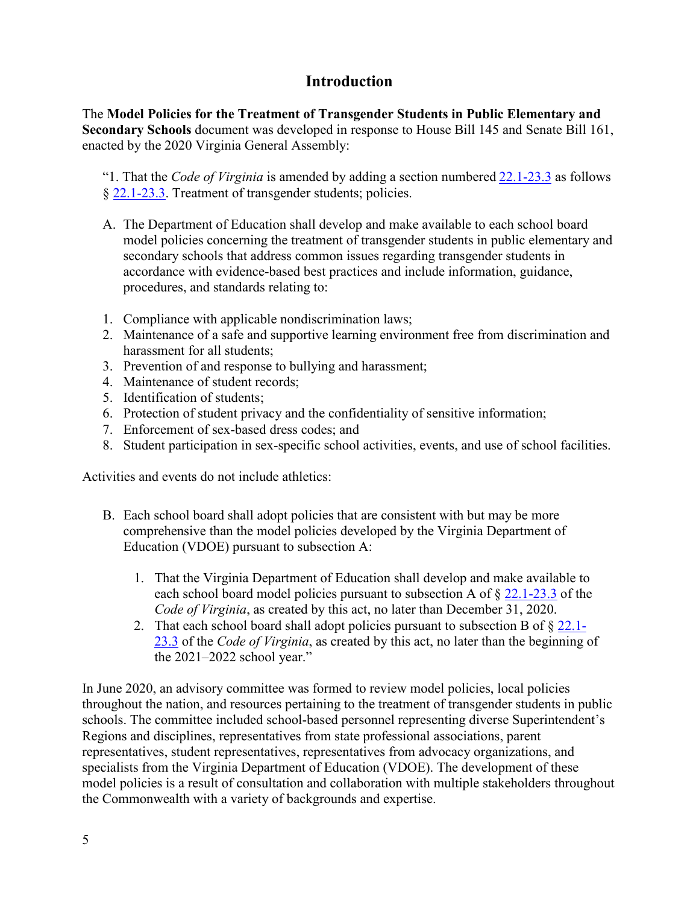## Introduction

The **Model Policies for the Treatment of Transgender Students in Public Elementary and Secondary Schools** document was developed in response to House Bill 145 and Senate Bill 161, enacted by the 2020 Virginia General Assembly:

"1. That the *Code of Virginia* is amended by adding a section numbered 22.1-23.3 as follows § 22.1-23.3. Treatment of transgender students; policies.

A. The Department of Education shall develop and make available to each school board model policies concerning the treatment of transgender students in public elementary and secondary schools that address common issues regarding transgender students in accordance with evidence-based best practices and include information, guidance, procedures, and standards relating to:

1. Compliance with applicable nondiscrimination laws;
2. Maintenance of a safe and supportive learning environment free from discrimination and harassment for all students;
3. Prevention of and response to bullying and harassment;
4. Maintenance of student records;
5. Identification of students;
6. Protection of student privacy and the confidentiality of sensitive information;
7. Enforcement of sex-based dress codes; and
8. Student participation in sex-specific school activities, events, and use of school facilities.

Activities and events do not include athletics:

B. Each school board shall adopt policies that are consistent with but may be more comprehensive than the model policies developed by the Virginia Department of Education (VDOE) pursuant to subsection A:

   1. That the Virginia Department of Education shall develop and make available to each school board model policies pursuant to subsection A of § 22.1-23.3 of the *Code of Virginia*, as created by this act, no later than December 31, 2020.
   2. That each school board shall adopt policies pursuant to subsection B of § 22.1-23.3 of the *Code of Virginia*, as created by this act, no later than the beginning of the 2021–2022 school year."

In June 2020, an advisory committee was formed to review model policies, local policies throughout the nation, and resources pertaining to the treatment of transgender students in public schools. The committee included school-based personnel representing diverse Superintendent's Regions and disciplines, representatives from state professional associations, parent representatives, student representatives, representatives from advocacy organizations, and specialists from the Virginia Department of Education (VDOE). The development of these model policies is a result of consultation and collaboration with multiple stakeholders throughout the Commonwealth with a variety of backgrounds and expertise.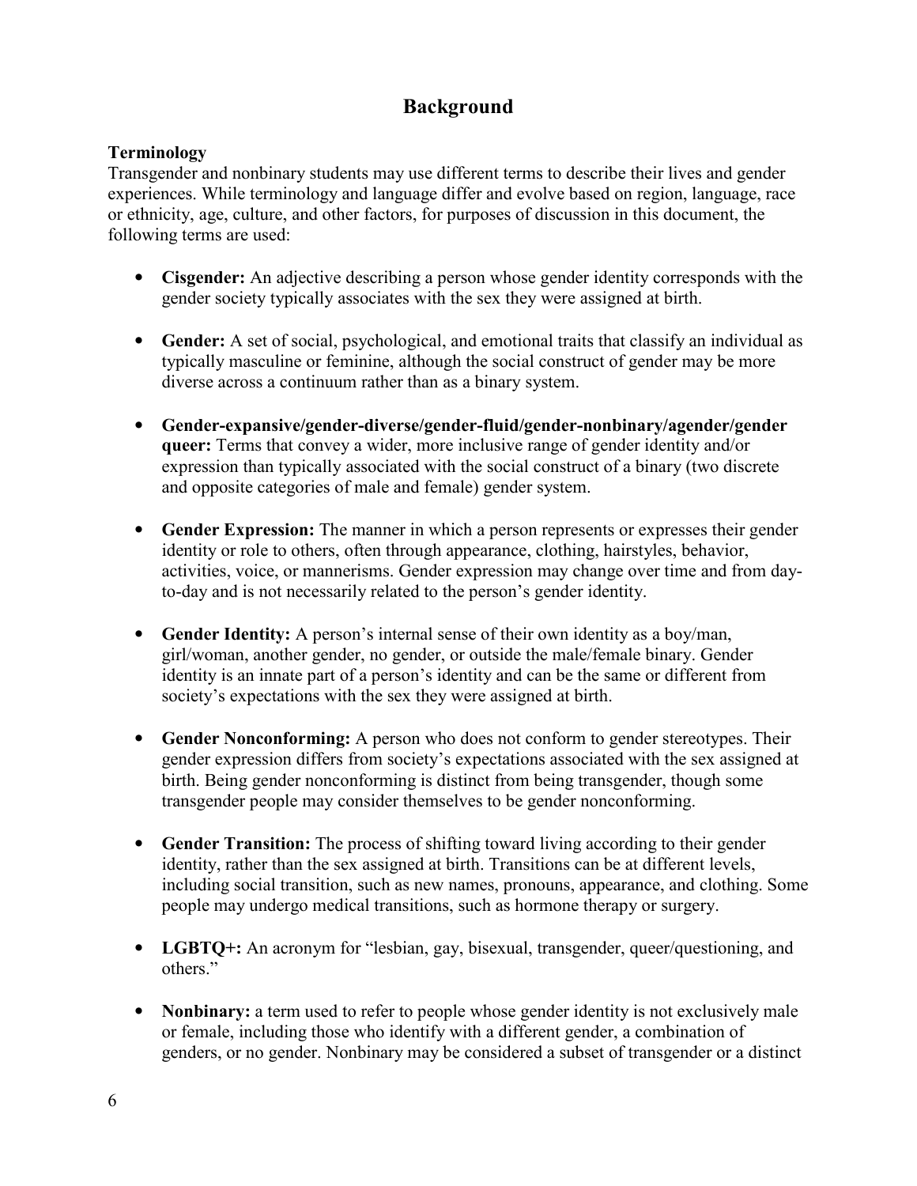# Background

### Terminology

Transgender and nonbinary students may use different terms to describe their lives and gender experiences. While terminology and language differ and evolve based on region, language, race or ethnicity, age, culture, and other factors, for purposes of discussion in this document, the following terms are used:

- **Cisgender:** An adjective describing a person whose gender identity corresponds with the gender society typically associates with the sex they were assigned at birth.

- **Gender:** A set of social, psychological, and emotional traits that classify an individual as typically masculine or feminine, although the social construct of gender may be more diverse across a continuum rather than as a binary system.

- **Gender-expansive/gender-diverse/gender-fluid/gender-nonbinary/agender/gender queer:** Terms that convey a wider, more inclusive range of gender identity and/or expression than typically associated with the social construct of a binary (two discrete and opposite categories of male and female) gender system.

- **Gender Expression:** The manner in which a person represents or expresses their gender identity or role to others, often through appearance, clothing, hairstyles, behavior, activities, voice, or mannerisms. Gender expression may change over time and from day-to-day and is not necessarily related to the person's gender identity.

- **Gender Identity:** A person's internal sense of their own identity as a boy/man, girl/woman, another gender, no gender, or outside the male/female binary. Gender identity is an innate part of a person's identity and can be the same or different from society's expectations with the sex they were assigned at birth.

- **Gender Nonconforming:** A person who does not conform to gender stereotypes. Their gender expression differs from society's expectations associated with the sex assigned at birth. Being gender nonconforming is distinct from being transgender, though some transgender people may consider themselves to be gender nonconforming.

- **Gender Transition:** The process of shifting toward living according to their gender identity, rather than the sex assigned at birth. Transitions can be at different levels, including social transition, such as new names, pronouns, appearance, and clothing. Some people may undergo medical transitions, such as hormone therapy or surgery.

- **LGBTQ+:** An acronym for "lesbian, gay, bisexual, transgender, queer/questioning, and others."

- **Nonbinary:** a term used to refer to people whose gender identity is not exclusively male or female, including those who identify with a different gender, a combination of genders, or no gender. Nonbinary may be considered a subset of transgender or a distinct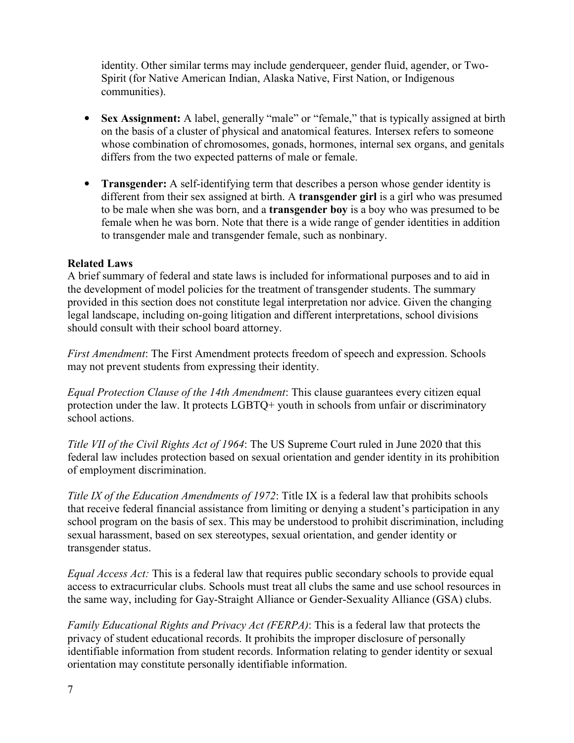identity. Other similar terms may include genderqueer, gender fluid, agender, or Two-Spirit (for Native American Indian, Alaska Native, First Nation, or Indigenous communities).

- **Sex Assignment:** A label, generally "male" or "female," that is typically assigned at birth on the basis of a cluster of physical and anatomical features. Intersex refers to someone whose combination of chromosomes, gonads, hormones, internal sex organs, and genitals differs from the two expected patterns of male or female.

- **Transgender:** A self-identifying term that describes a person whose gender identity is different from their sex assigned at birth. A **transgender girl** is a girl who was presumed to be male when she was born, and a **transgender boy** is a boy who was presumed to be female when he was born. Note that there is a wide range of gender identities in addition to transgender male and transgender female, such as nonbinary.

**Related Laws**

A brief summary of federal and state laws is included for informational purposes and to aid in the development of model policies for the treatment of transgender students. The summary provided in this section does not constitute legal interpretation nor advice. Given the changing legal landscape, including on-going litigation and different interpretations, school divisions should consult with their school board attorney.

*First Amendment*: The First Amendment protects freedom of speech and expression. Schools may not prevent students from expressing their identity.

*Equal Protection Clause of the 14th Amendment*: This clause guarantees every citizen equal protection under the law. It protects LGBTQ+ youth in schools from unfair or discriminatory school actions.

*Title VII of the Civil Rights Act of 1964*: The US Supreme Court ruled in June 2020 that this federal law includes protection based on sexual orientation and gender identity in its prohibition of employment discrimination.

*Title IX of the Education Amendments of 1972*: Title IX is a federal law that prohibits schools that receive federal financial assistance from limiting or denying a student's participation in any school program on the basis of sex. This may be understood to prohibit discrimination, including sexual harassment, based on sex stereotypes, sexual orientation, and gender identity or transgender status.

*Equal Access Act:* This is a federal law that requires public secondary schools to provide equal access to extracurricular clubs. Schools must treat all clubs the same and use school resources in the same way, including for Gay-Straight Alliance or Gender-Sexuality Alliance (GSA) clubs.

*Family Educational Rights and Privacy Act (FERPA)*: This is a federal law that protects the privacy of student educational records. It prohibits the improper disclosure of personally identifiable information from student records. Information relating to gender identity or sexual orientation may constitute personally identifiable information.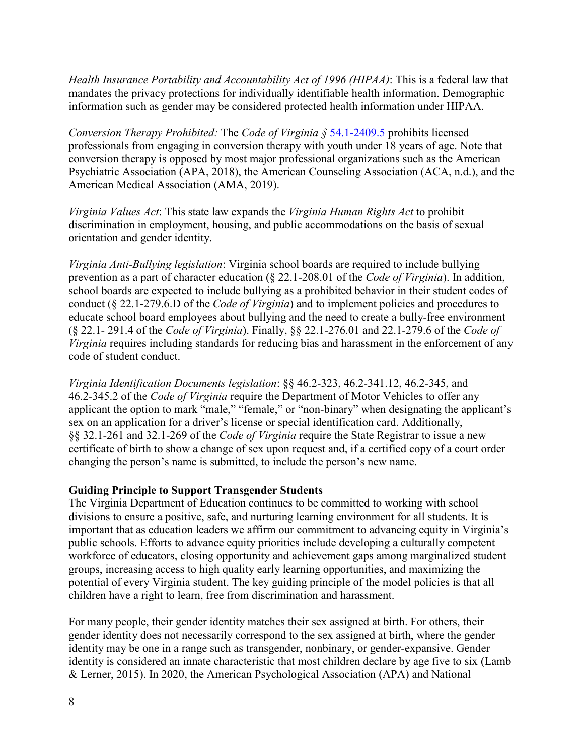*Health Insurance Portability and Accountability Act of 1996 (HIPAA)*: This is a federal law that mandates the privacy protections for individually identifiable health information. Demographic information such as gender may be considered protected health information under HIPAA.

*Conversion Therapy Prohibited:* The *Code of Virginia §* [54.1-2409.5](54.1-2409.5) prohibits licensed professionals from engaging in conversion therapy with youth under 18 years of age. Note that conversion therapy is opposed by most major professional organizations such as the American Psychiatric Association (APA, 2018), the American Counseling Association (ACA, n.d.), and the American Medical Association (AMA, 2019).

*Virginia Values Act*: This state law expands the *Virginia Human Rights Act* to prohibit discrimination in employment, housing, and public accommodations on the basis of sexual orientation and gender identity.

*Virginia Anti-Bullying legislation*: Virginia school boards are required to include bullying prevention as a part of character education (§ 22.1-208.01 of the *Code of Virginia*). In addition, school boards are expected to include bullying as a prohibited behavior in their student codes of conduct (§ 22.1-279.6.D of the *Code of Virginia*) and to implement policies and procedures to educate school board employees about bullying and the need to create a bully-free environment (§ 22.1- 291.4 of the *Code of Virginia*). Finally, §§ 22.1-276.01 and 22.1-279.6 of the *Code of Virginia* requires including standards for reducing bias and harassment in the enforcement of any code of student conduct.

*Virginia Identification Documents legislation*: §§ 46.2-323, 46.2-341.12, 46.2-345, and 46.2-345.2 of the *Code of Virginia* require the Department of Motor Vehicles to offer any applicant the option to mark "male," "female," or "non-binary" when designating the applicant's sex on an application for a driver's license or special identification card. Additionally, §§ 32.1-261 and 32.1-269 of the *Code of Virginia* require the State Registrar to issue a new certificate of birth to show a change of sex upon request and, if a certified copy of a court order changing the person's name is submitted, to include the person's new name.

**Guiding Principle to Support Transgender Students**

The Virginia Department of Education continues to be committed to working with school divisions to ensure a positive, safe, and nurturing learning environment for all students. It is important that as education leaders we affirm our commitment to advancing equity in Virginia's public schools. Efforts to advance equity priorities include developing a culturally competent workforce of educators, closing opportunity and achievement gaps among marginalized student groups, increasing access to high quality early learning opportunities, and maximizing the potential of every Virginia student. The key guiding principle of the model policies is that all children have a right to learn, free from discrimination and harassment.

For many people, their gender identity matches their sex assigned at birth. For others, their gender identity does not necessarily correspond to the sex assigned at birth, where the gender identity may be one in a range such as transgender, nonbinary, or gender-expansive. Gender identity is considered an innate characteristic that most children declare by age five to six (Lamb & Lerner, 2015). In 2020, the American Psychological Association (APA) and National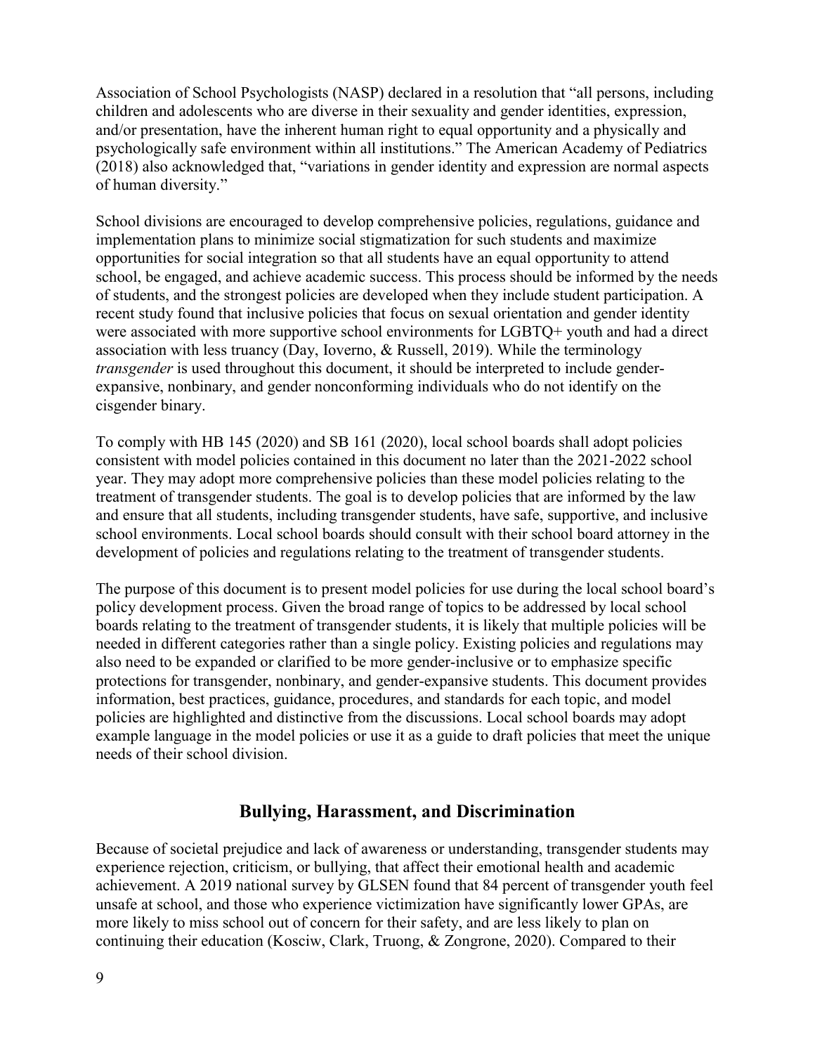Association of School Psychologists (NASP) declared in a resolution that "all persons, including children and adolescents who are diverse in their sexuality and gender identities, expression, and/or presentation, have the inherent human right to equal opportunity and a physically and psychologically safe environment within all institutions." The American Academy of Pediatrics (2018) also acknowledged that, "variations in gender identity and expression are normal aspects of human diversity."

School divisions are encouraged to develop comprehensive policies, regulations, guidance and implementation plans to minimize social stigmatization for such students and maximize opportunities for social integration so that all students have an equal opportunity to attend school, be engaged, and achieve academic success. This process should be informed by the needs of students, and the strongest policies are developed when they include student participation. A recent study found that inclusive policies that focus on sexual orientation and gender identity were associated with more supportive school environments for LGBTQ+ youth and had a direct association with less truancy (Day, Ioverno, & Russell, 2019). While the terminology *transgender* is used throughout this document, it should be interpreted to include gender-expansive, nonbinary, and gender nonconforming individuals who do not identify on the cisgender binary.

To comply with HB 145 (2020) and SB 161 (2020), local school boards shall adopt policies consistent with model policies contained in this document no later than the 2021-2022 school year. They may adopt more comprehensive policies than these model policies relating to the treatment of transgender students. The goal is to develop policies that are informed by the law and ensure that all students, including transgender students, have safe, supportive, and inclusive school environments. Local school boards should consult with their school board attorney in the development of policies and regulations relating to the treatment of transgender students.

The purpose of this document is to present model policies for use during the local school board's policy development process. Given the broad range of topics to be addressed by local school boards relating to the treatment of transgender students, it is likely that multiple policies will be needed in different categories rather than a single policy. Existing policies and regulations may also need to be expanded or clarified to be more gender-inclusive or to emphasize specific protections for transgender, nonbinary, and gender-expansive students. This document provides information, best practices, guidance, procedures, and standards for each topic, and model policies are highlighted and distinctive from the discussions. Local school boards may adopt example language in the model policies or use it as a guide to draft policies that meet the unique needs of their school division.

## Bullying, Harassment, and Discrimination

Because of societal prejudice and lack of awareness or understanding, transgender students may experience rejection, criticism, or bullying, that affect their emotional health and academic achievement. A 2019 national survey by GLSEN found that 84 percent of transgender youth feel unsafe at school, and those who experience victimization have significantly lower GPAs, are more likely to miss school out of concern for their safety, and are less likely to plan on continuing their education (Kosciw, Clark, Truong, & Zongrone, 2020). Compared to their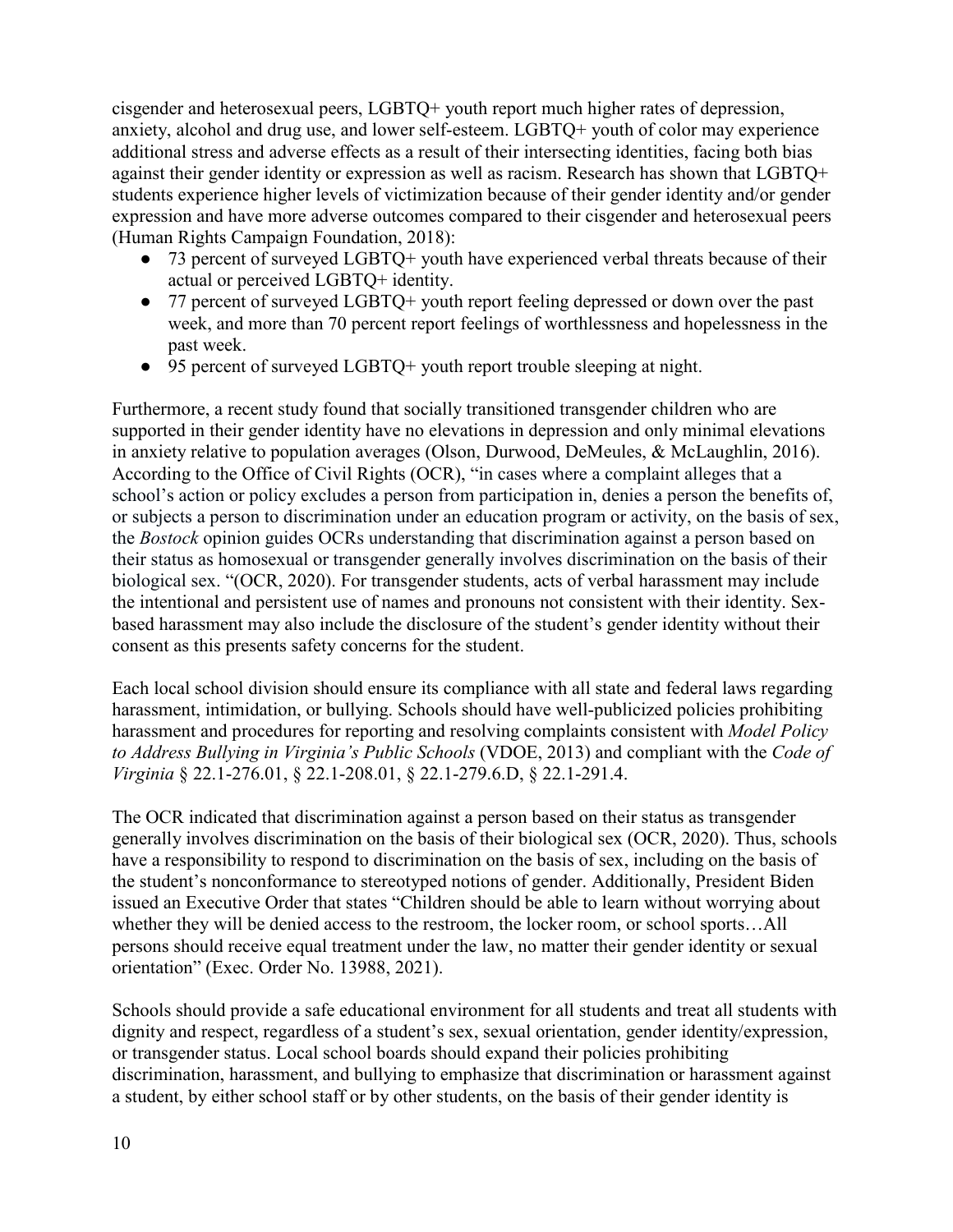cisgender and heterosexual peers, LGBTQ+ youth report much higher rates of depression, anxiety, alcohol and drug use, and lower self-esteem. LGBTQ+ youth of color may experience additional stress and adverse effects as a result of their intersecting identities, facing both bias against their gender identity or expression as well as racism. Research has shown that LGBTQ+ students experience higher levels of victimization because of their gender identity and/or gender expression and have more adverse outcomes compared to their cisgender and heterosexual peers (Human Rights Campaign Foundation, 2018):

- 73 percent of surveyed LGBTQ+ youth have experienced verbal threats because of their actual or perceived LGBTQ+ identity.
- 77 percent of surveyed LGBTQ+ youth report feeling depressed or down over the past week, and more than 70 percent report feelings of worthlessness and hopelessness in the past week.
- 95 percent of surveyed LGBTQ+ youth report trouble sleeping at night.

Furthermore, a recent study found that socially transitioned transgender children who are supported in their gender identity have no elevations in depression and only minimal elevations in anxiety relative to population averages (Olson, Durwood, DeMeules, & McLaughlin, 2016). According to the Office of Civil Rights (OCR), "in cases where a complaint alleges that a school's action or policy excludes a person from participation in, denies a person the benefits of, or subjects a person to discrimination under an education program or activity, on the basis of sex, the *Bostock* opinion guides OCRs understanding that discrimination against a person based on their status as homosexual or transgender generally involves discrimination on the basis of their biological sex. "(OCR, 2020). For transgender students, acts of verbal harassment may include the intentional and persistent use of names and pronouns not consistent with their identity. Sex-based harassment may also include the disclosure of the student's gender identity without their consent as this presents safety concerns for the student.

Each local school division should ensure its compliance with all state and federal laws regarding harassment, intimidation, or bullying. Schools should have well-publicized policies prohibiting harassment and procedures for reporting and resolving complaints consistent with *Model Policy to Address Bullying in Virginia's Public Schools* (VDOE, 2013) and compliant with the *Code of Virginia* § 22.1-276.01, § 22.1-208.01, § 22.1-279.6.D, § 22.1-291.4.

The OCR indicated that discrimination against a person based on their status as transgender generally involves discrimination on the basis of their biological sex (OCR, 2020). Thus, schools have a responsibility to respond to discrimination on the basis of sex, including on the basis of the student's nonconformance to stereotyped notions of gender. Additionally, President Biden issued an Executive Order that states "Children should be able to learn without worrying about whether they will be denied access to the restroom, the locker room, or school sports…All persons should receive equal treatment under the law, no matter their gender identity or sexual orientation" (Exec. Order No. 13988, 2021).

Schools should provide a safe educational environment for all students and treat all students with dignity and respect, regardless of a student's sex, sexual orientation, gender identity/expression, or transgender status. Local school boards should expand their policies prohibiting discrimination, harassment, and bullying to emphasize that discrimination or harassment against a student, by either school staff or by other students, on the basis of their gender identity is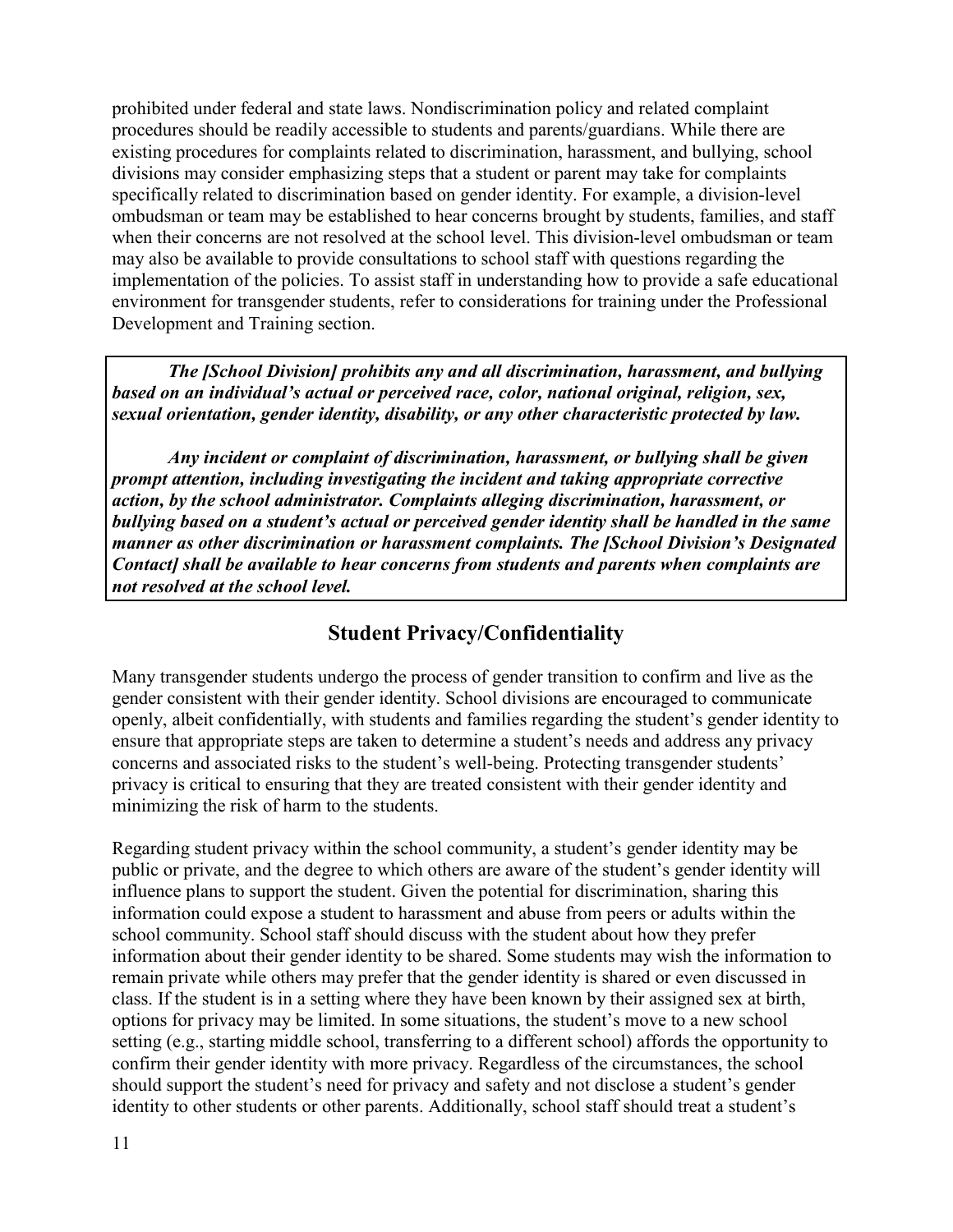prohibited under federal and state laws. Nondiscrimination policy and related complaint procedures should be readily accessible to students and parents/guardians. While there are existing procedures for complaints related to discrimination, harassment, and bullying, school divisions may consider emphasizing steps that a student or parent may take for complaints specifically related to discrimination based on gender identity. For example, a division-level ombudsman or team may be established to hear concerns brought by students, families, and staff when their concerns are not resolved at the school level. This division-level ombudsman or team may also be available to provide consultations to school staff with questions regarding the implementation of the policies. To assist staff in understanding how to provide a safe educational environment for transgender students, refer to considerations for training under the Professional Development and Training section.

> ***The [School Division] prohibits any and all discrimination, harassment, and bullying based on an individual's actual or perceived race, color, national original, religion, sex, sexual orientation, gender identity, disability, or any other characteristic protected by law.***
>
> ***Any incident or complaint of discrimination, harassment, or bullying shall be given prompt attention, including investigating the incident and taking appropriate corrective action, by the school administrator. Complaints alleging discrimination, harassment, or bullying based on a student's actual or perceived gender identity shall be handled in the same manner as other discrimination or harassment complaints. The [School Division's Designated Contact] shall be available to hear concerns from students and parents when complaints are not resolved at the school level.***

## Student Privacy/Confidentiality

Many transgender students undergo the process of gender transition to confirm and live as the gender consistent with their gender identity. School divisions are encouraged to communicate openly, albeit confidentially, with students and families regarding the student's gender identity to ensure that appropriate steps are taken to determine a student's needs and address any privacy concerns and associated risks to the student's well-being. Protecting transgender students' privacy is critical to ensuring that they are treated consistent with their gender identity and minimizing the risk of harm to the students.

Regarding student privacy within the school community, a student's gender identity may be public or private, and the degree to which others are aware of the student's gender identity will influence plans to support the student. Given the potential for discrimination, sharing this information could expose a student to harassment and abuse from peers or adults within the school community. School staff should discuss with the student about how they prefer information about their gender identity to be shared. Some students may wish the information to remain private while others may prefer that the gender identity is shared or even discussed in class. If the student is in a setting where they have been known by their assigned sex at birth, options for privacy may be limited. In some situations, the student's move to a new school setting (e.g., starting middle school, transferring to a different school) affords the opportunity to confirm their gender identity with more privacy. Regardless of the circumstances, the school should support the student's need for privacy and safety and not disclose a student's gender identity to other students or other parents. Additionally, school staff should treat a student's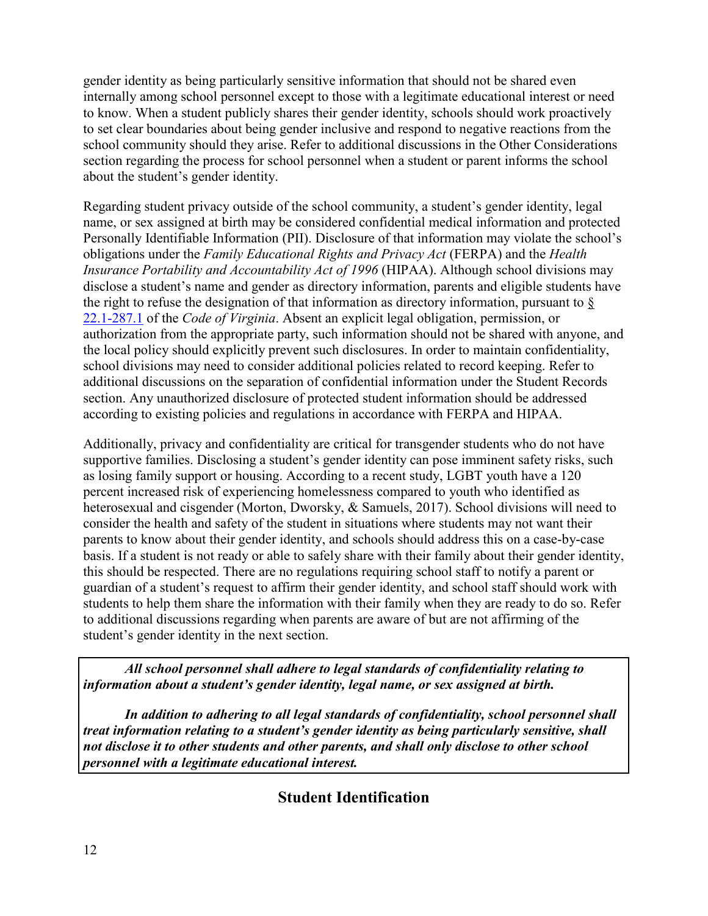gender identity as being particularly sensitive information that should not be shared even internally among school personnel except to those with a legitimate educational interest or need to know. When a student publicly shares their gender identity, schools should work proactively to set clear boundaries about being gender inclusive and respond to negative reactions from the school community should they arise. Refer to additional discussions in the Other Considerations section regarding the process for school personnel when a student or parent informs the school about the student's gender identity.

Regarding student privacy outside of the school community, a student's gender identity, legal name, or sex assigned at birth may be considered confidential medical information and protected Personally Identifiable Information (PII). Disclosure of that information may violate the school's obligations under the *Family Educational Rights and Privacy Act* (FERPA) and the *Health Insurance Portability and Accountability Act of 1996* (HIPAA). Although school divisions may disclose a student's name and gender as directory information, parents and eligible students have the right to refuse the designation of that information as directory information, pursuant to § 22.1-287.1 of the *Code of Virginia*. Absent an explicit legal obligation, permission, or authorization from the appropriate party, such information should not be shared with anyone, and the local policy should explicitly prevent such disclosures. In order to maintain confidentiality, school divisions may need to consider additional policies related to record keeping. Refer to additional discussions on the separation of confidential information under the Student Records section. Any unauthorized disclosure of protected student information should be addressed according to existing policies and regulations in accordance with FERPA and HIPAA.

Additionally, privacy and confidentiality are critical for transgender students who do not have supportive families. Disclosing a student's gender identity can pose imminent safety risks, such as losing family support or housing. According to a recent study, LGBT youth have a 120 percent increased risk of experiencing homelessness compared to youth who identified as heterosexual and cisgender (Morton, Dworsky, & Samuels, 2017). School divisions will need to consider the health and safety of the student in situations where students may not want their parents to know about their gender identity, and schools should address this on a case-by-case basis. If a student is not ready or able to safely share with their family about their gender identity, this should be respected. There are no regulations requiring school staff to notify a parent or guardian of a student's request to affirm their gender identity, and school staff should work with students to help them share the information with their family when they are ready to do so. Refer to additional discussions regarding when parents are aware of but are not affirming of the student's gender identity in the next section.

> ***All school personnel shall adhere to legal standards of confidentiality relating to information about a student's gender identity, legal name, or sex assigned at birth.***
>
> ***In addition to adhering to all legal standards of confidentiality, school personnel shall treat information relating to a student's gender identity as being particularly sensitive, shall not disclose it to other students and other parents, and shall only disclose to other school personnel with a legitimate educational interest.***

## Student Identification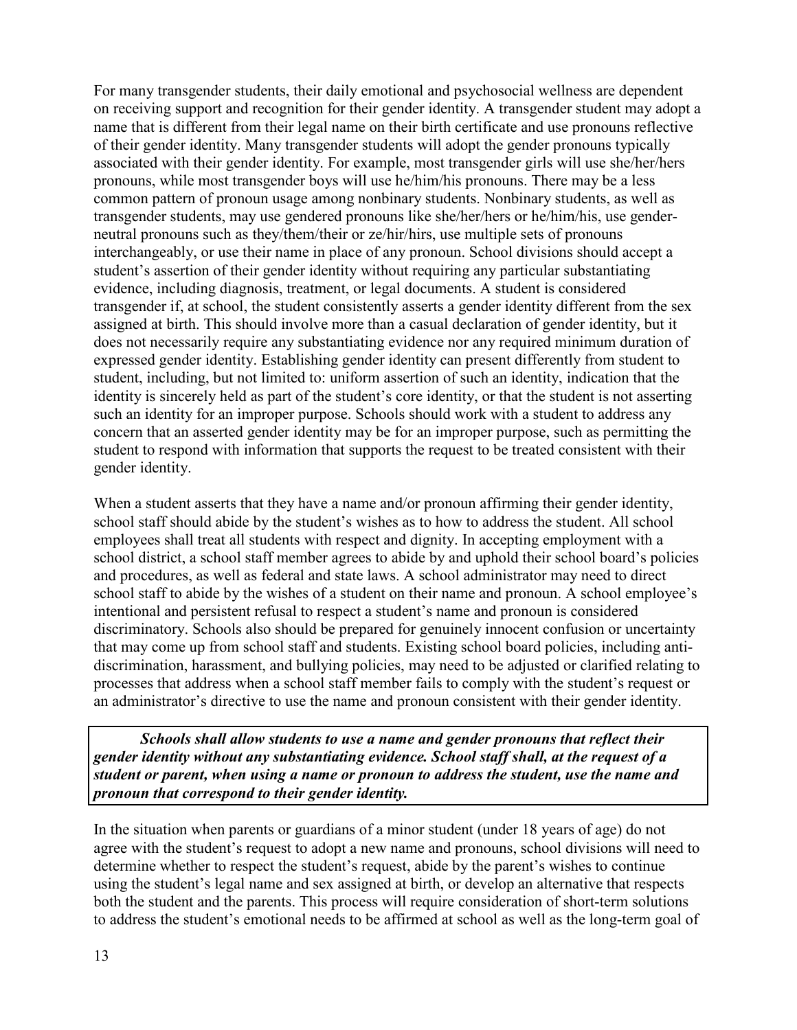For many transgender students, their daily emotional and psychosocial wellness are dependent on receiving support and recognition for their gender identity. A transgender student may adopt a name that is different from their legal name on their birth certificate and use pronouns reflective of their gender identity. Many transgender students will adopt the gender pronouns typically associated with their gender identity. For example, most transgender girls will use she/her/hers pronouns, while most transgender boys will use he/him/his pronouns. There may be a less common pattern of pronoun usage among nonbinary students. Nonbinary students, as well as transgender students, may use gendered pronouns like she/her/hers or he/him/his, use gender-neutral pronouns such as they/them/their or ze/hir/hirs, use multiple sets of pronouns interchangeably, or use their name in place of any pronoun. School divisions should accept a student's assertion of their gender identity without requiring any particular substantiating evidence, including diagnosis, treatment, or legal documents. A student is considered transgender if, at school, the student consistently asserts a gender identity different from the sex assigned at birth. This should involve more than a casual declaration of gender identity, but it does not necessarily require any substantiating evidence nor any required minimum duration of expressed gender identity. Establishing gender identity can present differently from student to student, including, but not limited to: uniform assertion of such an identity, indication that the identity is sincerely held as part of the student's core identity, or that the student is not asserting such an identity for an improper purpose. Schools should work with a student to address any concern that an asserted gender identity may be for an improper purpose, such as permitting the student to respond with information that supports the request to be treated consistent with their gender identity.

When a student asserts that they have a name and/or pronoun affirming their gender identity, school staff should abide by the student's wishes as to how to address the student. All school employees shall treat all students with respect and dignity. In accepting employment with a school district, a school staff member agrees to abide by and uphold their school board's policies and procedures, as well as federal and state laws. A school administrator may need to direct school staff to abide by the wishes of a student on their name and pronoun. A school employee's intentional and persistent refusal to respect a student's name and pronoun is considered discriminatory. Schools also should be prepared for genuinely innocent confusion or uncertainty that may come up from school staff and students. Existing school board policies, including anti-discrimination, harassment, and bullying policies, may need to be adjusted or clarified relating to processes that address when a school staff member fails to comply with the student's request or an administrator's directive to use the name and pronoun consistent with their gender identity.

> ***Schools shall allow students to use a name and gender pronouns that reflect their gender identity without any substantiating evidence. School staff shall, at the request of a student or parent, when using a name or pronoun to address the student, use the name and pronoun that correspond to their gender identity.***

In the situation when parents or guardians of a minor student (under 18 years of age) do not agree with the student's request to adopt a new name and pronouns, school divisions will need to determine whether to respect the student's request, abide by the parent's wishes to continue using the student's legal name and sex assigned at birth, or develop an alternative that respects both the student and the parents. This process will require consideration of short-term solutions to address the student's emotional needs to be affirmed at school as well as the long-term goal of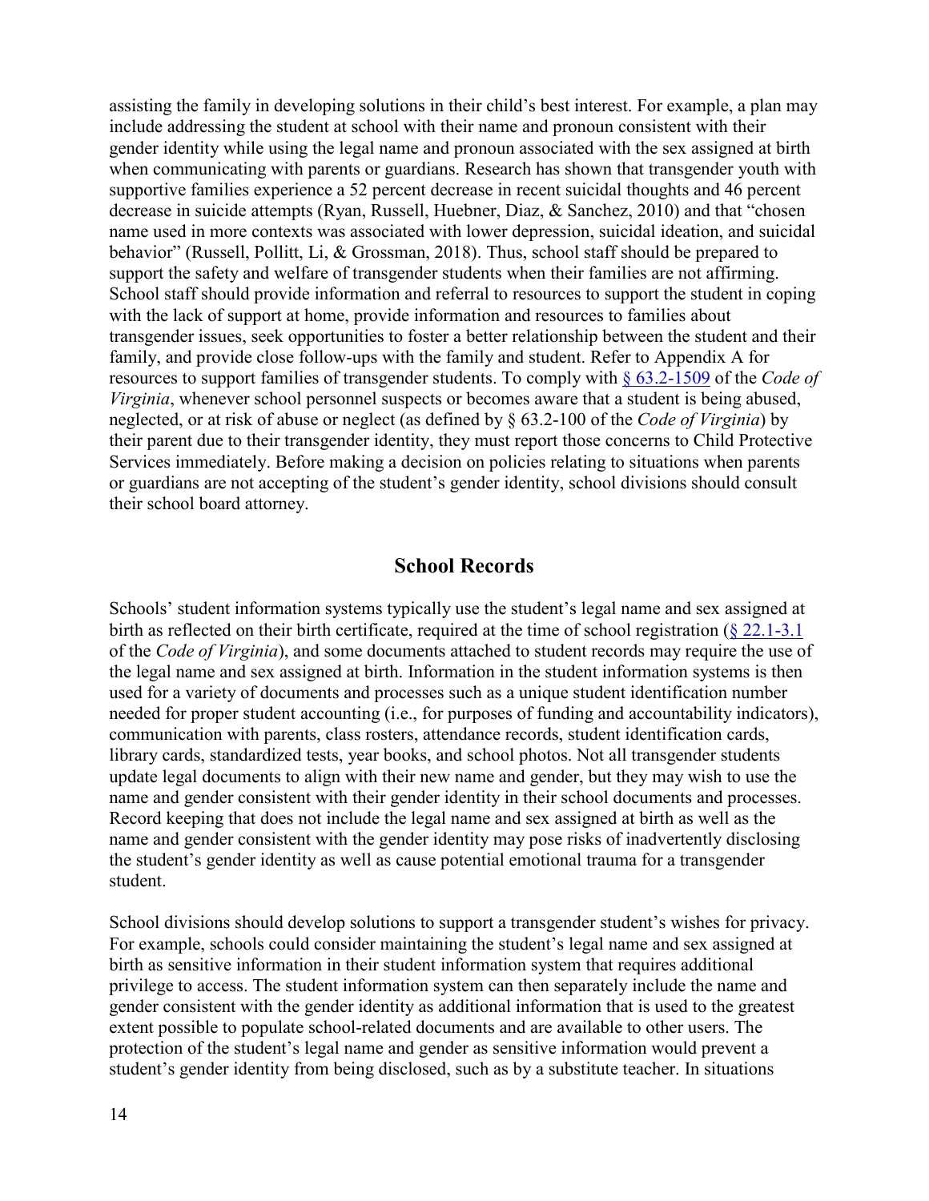assisting the family in developing solutions in their child's best interest. For example, a plan may include addressing the student at school with their name and pronoun consistent with their gender identity while using the legal name and pronoun associated with the sex assigned at birth when communicating with parents or guardians. Research has shown that transgender youth with supportive families experience a 52 percent decrease in recent suicidal thoughts and 46 percent decrease in suicide attempts (Ryan, Russell, Huebner, Diaz, & Sanchez, 2010) and that "chosen name used in more contexts was associated with lower depression, suicidal ideation, and suicidal behavior" (Russell, Pollitt, Li, & Grossman, 2018). Thus, school staff should be prepared to support the safety and welfare of transgender students when their families are not affirming. School staff should provide information and referral to resources to support the student in coping with the lack of support at home, provide information and resources to families about transgender issues, seek opportunities to foster a better relationship between the student and their family, and provide close follow-ups with the family and student. Refer to Appendix A for resources to support families of transgender students. To comply with § 63.2-1509 of the *Code of Virginia*, whenever school personnel suspects or becomes aware that a student is being abused, neglected, or at risk of abuse or neglect (as defined by § 63.2-100 of the *Code of Virginia*) by their parent due to their transgender identity, they must report those concerns to Child Protective Services immediately. Before making a decision on policies relating to situations when parents or guardians are not accepting of the student's gender identity, school divisions should consult their school board attorney.

## School Records

Schools' student information systems typically use the student's legal name and sex assigned at birth as reflected on their birth certificate, required at the time of school registration (§ 22.1-3.1 of the *Code of Virginia*), and some documents attached to student records may require the use of the legal name and sex assigned at birth. Information in the student information systems is then used for a variety of documents and processes such as a unique student identification number needed for proper student accounting (i.e., for purposes of funding and accountability indicators), communication with parents, class rosters, attendance records, student identification cards, library cards, standardized tests, year books, and school photos. Not all transgender students update legal documents to align with their new name and gender, but they may wish to use the name and gender consistent with their gender identity in their school documents and processes. Record keeping that does not include the legal name and sex assigned at birth as well as the name and gender consistent with the gender identity may pose risks of inadvertently disclosing the student's gender identity as well as cause potential emotional trauma for a transgender student.

School divisions should develop solutions to support a transgender student's wishes for privacy. For example, schools could consider maintaining the student's legal name and sex assigned at birth as sensitive information in their student information system that requires additional privilege to access. The student information system can then separately include the name and gender consistent with the gender identity as additional information that is used to the greatest extent possible to populate school-related documents and are available to other users. The protection of the student's legal name and gender as sensitive information would prevent a student's gender identity from being disclosed, such as by a substitute teacher. In situations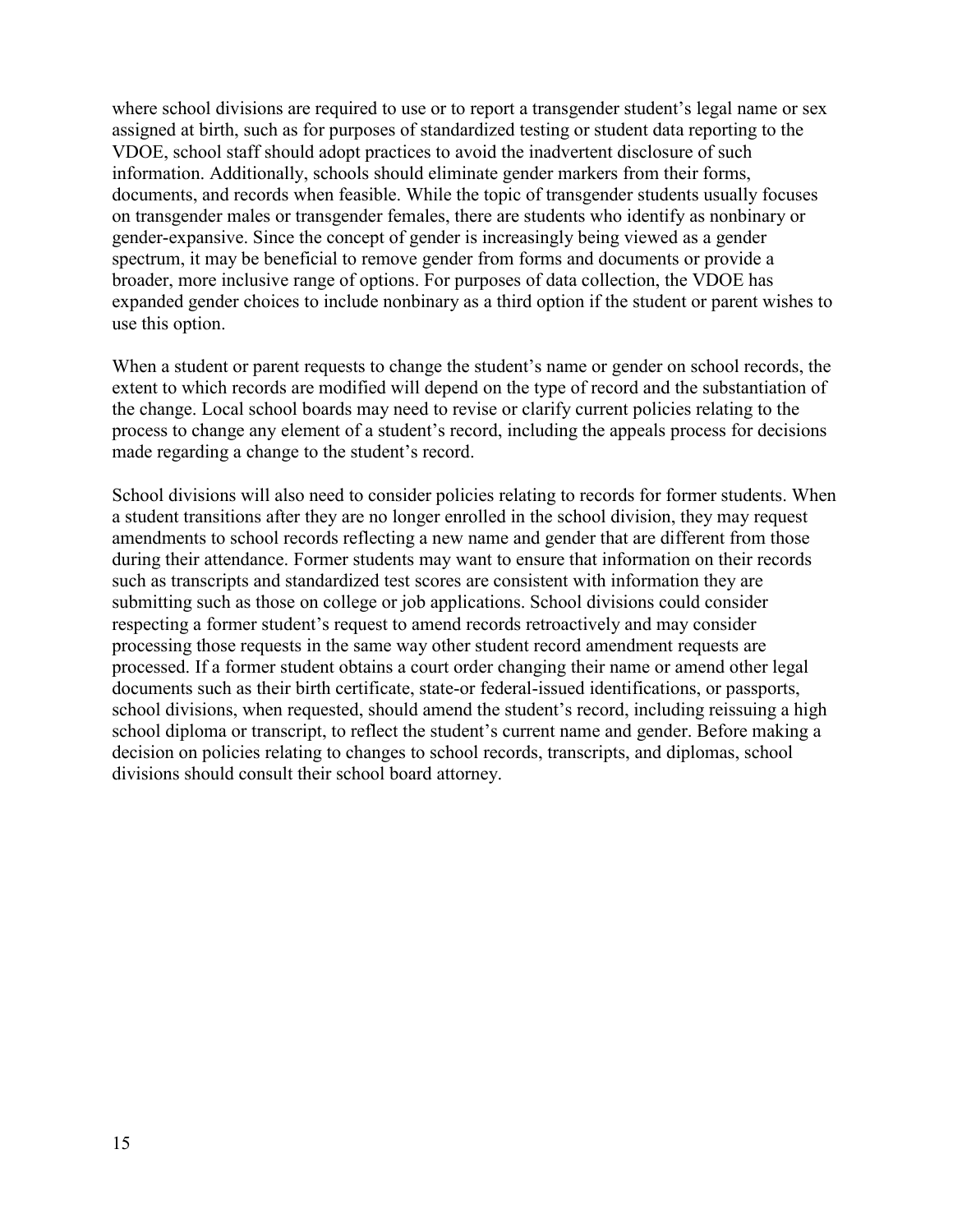where school divisions are required to use or to report a transgender student's legal name or sex assigned at birth, such as for purposes of standardized testing or student data reporting to the VDOE, school staff should adopt practices to avoid the inadvertent disclosure of such information. Additionally, schools should eliminate gender markers from their forms, documents, and records when feasible. While the topic of transgender students usually focuses on transgender males or transgender females, there are students who identify as nonbinary or gender-expansive. Since the concept of gender is increasingly being viewed as a gender spectrum, it may be beneficial to remove gender from forms and documents or provide a broader, more inclusive range of options. For purposes of data collection, the VDOE has expanded gender choices to include nonbinary as a third option if the student or parent wishes to use this option.

When a student or parent requests to change the student's name or gender on school records, the extent to which records are modified will depend on the type of record and the substantiation of the change. Local school boards may need to revise or clarify current policies relating to the process to change any element of a student's record, including the appeals process for decisions made regarding a change to the student's record.

School divisions will also need to consider policies relating to records for former students. When a student transitions after they are no longer enrolled in the school division, they may request amendments to school records reflecting a new name and gender that are different from those during their attendance. Former students may want to ensure that information on their records such as transcripts and standardized test scores are consistent with information they are submitting such as those on college or job applications. School divisions could consider respecting a former student's request to amend records retroactively and may consider processing those requests in the same way other student record amendment requests are processed. If a former student obtains a court order changing their name or amend other legal documents such as their birth certificate, state-or federal-issued identifications, or passports, school divisions, when requested, should amend the student's record, including reissuing a high school diploma or transcript, to reflect the student's current name and gender. Before making a decision on policies relating to changes to school records, transcripts, and diplomas, school divisions should consult their school board attorney.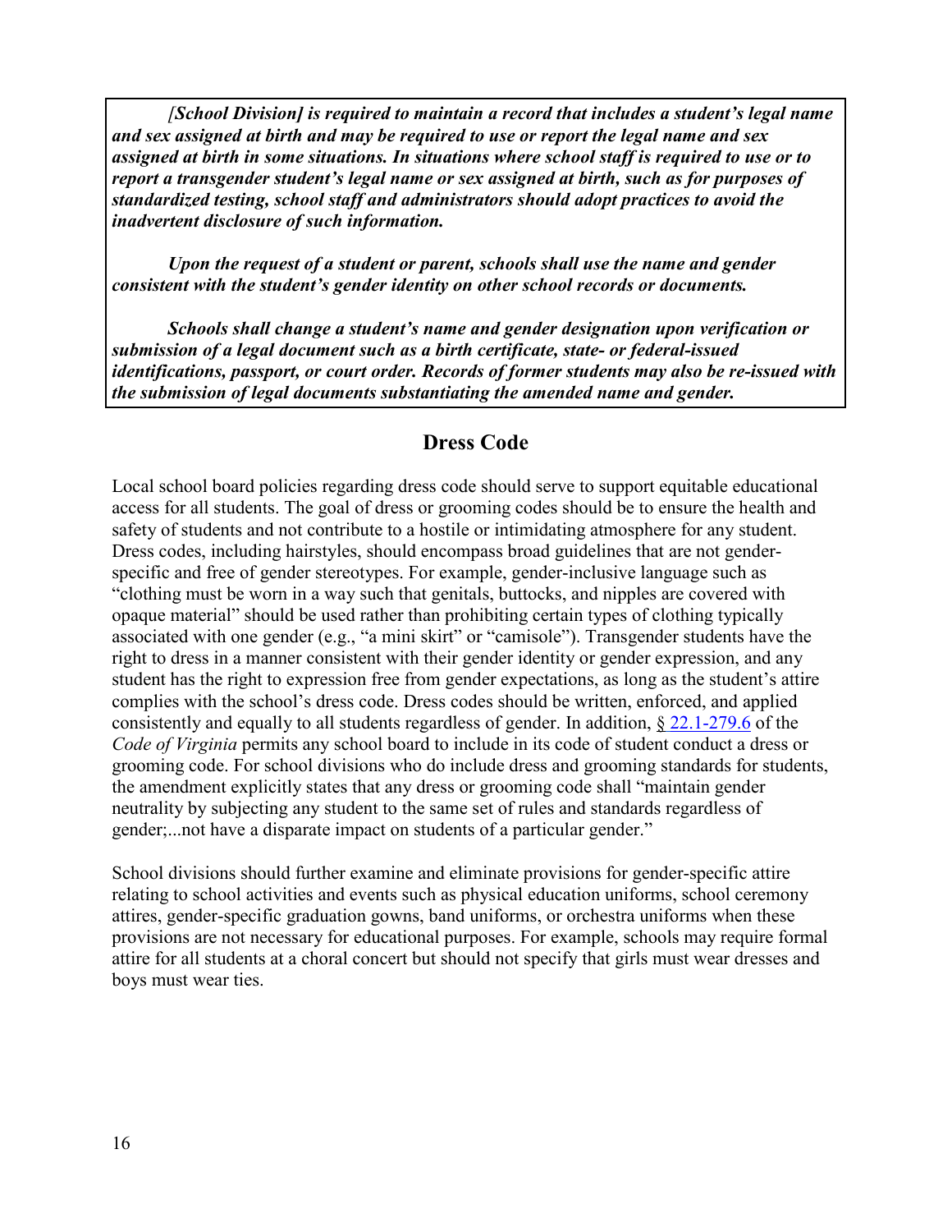***[School Division] is required to maintain a record that includes a student's legal name and sex assigned at birth and may be required to use or report the legal name and sex assigned at birth in some situations. In situations where school staff is required to use or to report a transgender student's legal name or sex assigned at birth, such as for purposes of standardized testing, school staff and administrators should adopt practices to avoid the inadvertent disclosure of such information.***

***Upon the request of a student or parent, schools shall use the name and gender consistent with the student's gender identity on other school records or documents.***

***Schools shall change a student's name and gender designation upon verification or submission of a legal document such as a birth certificate, state- or federal-issued identifications, passport, or court order. Records of former students may also be re-issued with the submission of legal documents substantiating the amended name and gender.***

## Dress Code

Local school board policies regarding dress code should serve to support equitable educational access for all students. The goal of dress or grooming codes should be to ensure the health and safety of students and not contribute to a hostile or intimidating atmosphere for any student. Dress codes, including hairstyles, should encompass broad guidelines that are not gender-specific and free of gender stereotypes. For example, gender-inclusive language such as "clothing must be worn in a way such that genitals, buttocks, and nipples are covered with opaque material" should be used rather than prohibiting certain types of clothing typically associated with one gender (e.g., "a mini skirt" or "camisole"). Transgender students have the right to dress in a manner consistent with their gender identity or gender expression, and any student has the right to expression free from gender expectations, as long as the student's attire complies with the school's dress code. Dress codes should be written, enforced, and applied consistently and equally to all students regardless of gender. In addition, § 22.1-279.6 of the *Code of Virginia* permits any school board to include in its code of student conduct a dress or grooming code. For school divisions who do include dress and grooming standards for students, the amendment explicitly states that any dress or grooming code shall "maintain gender neutrality by subjecting any student to the same set of rules and standards regardless of gender;...not have a disparate impact on students of a particular gender."

School divisions should further examine and eliminate provisions for gender-specific attire relating to school activities and events such as physical education uniforms, school ceremony attires, gender-specific graduation gowns, band uniforms, or orchestra uniforms when these provisions are not necessary for educational purposes. For example, schools may require formal attire for all students at a choral concert but should not specify that girls must wear dresses and boys must wear ties.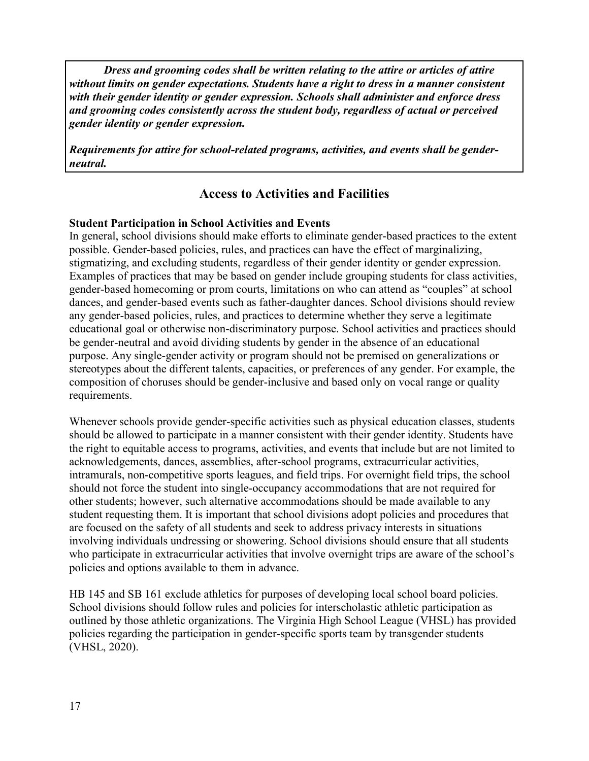***Dress and grooming codes shall be written relating to the attire or articles of attire without limits on gender expectations. Students have a right to dress in a manner consistent with their gender identity or gender expression. Schools shall administer and enforce dress and grooming codes consistently across the student body, regardless of actual or perceived gender identity or gender expression.***

***Requirements for attire for school-related programs, activities, and events shall be gender-neutral.***

## Access to Activities and Facilities

**Student Participation in School Activities and Events**

In general, school divisions should make efforts to eliminate gender-based practices to the extent possible. Gender-based policies, rules, and practices can have the effect of marginalizing, stigmatizing, and excluding students, regardless of their gender identity or gender expression. Examples of practices that may be based on gender include grouping students for class activities, gender-based homecoming or prom courts, limitations on who can attend as "couples" at school dances, and gender-based events such as father-daughter dances. School divisions should review any gender-based policies, rules, and practices to determine whether they serve a legitimate educational goal or otherwise non-discriminatory purpose. School activities and practices should be gender-neutral and avoid dividing students by gender in the absence of an educational purpose. Any single-gender activity or program should not be premised on generalizations or stereotypes about the different talents, capacities, or preferences of any gender. For example, the composition of choruses should be gender-inclusive and based only on vocal range or quality requirements.

Whenever schools provide gender-specific activities such as physical education classes, students should be allowed to participate in a manner consistent with their gender identity. Students have the right to equitable access to programs, activities, and events that include but are not limited to acknowledgements, dances, assemblies, after-school programs, extracurricular activities, intramurals, non-competitive sports leagues, and field trips. For overnight field trips, the school should not force the student into single-occupancy accommodations that are not required for other students; however, such alternative accommodations should be made available to any student requesting them. It is important that school divisions adopt policies and procedures that are focused on the safety of all students and seek to address privacy interests in situations involving individuals undressing or showering. School divisions should ensure that all students who participate in extracurricular activities that involve overnight trips are aware of the school's policies and options available to them in advance.

HB 145 and SB 161 exclude athletics for purposes of developing local school board policies. School divisions should follow rules and policies for interscholastic athletic participation as outlined by those athletic organizations. The Virginia High School League (VHSL) has provided policies regarding the participation in gender-specific sports team by transgender students (VHSL, 2020).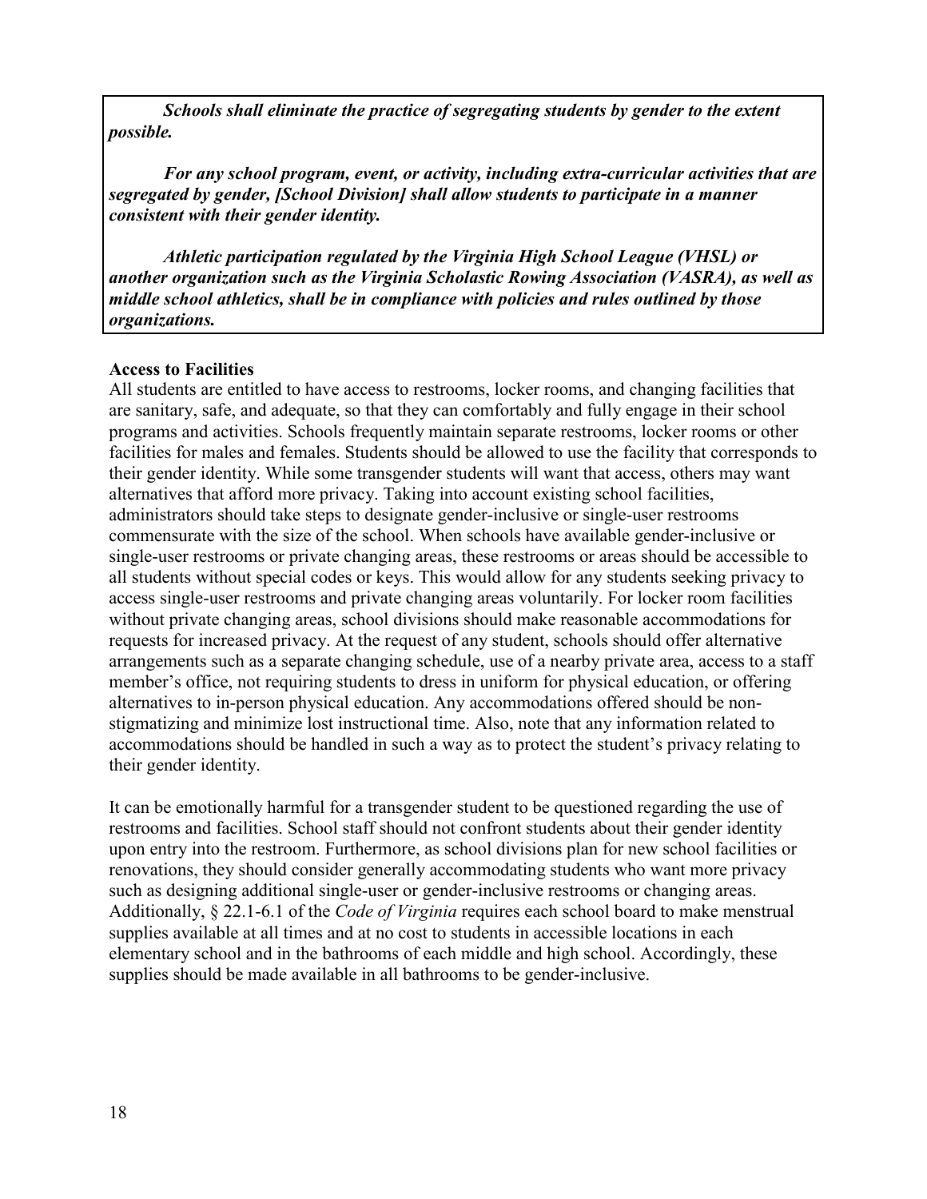***Schools shall eliminate the practice of segregating students by gender to the extent possible.***

***For any school program, event, or activity, including extra-curricular activities that are segregated by gender, [School Division] shall allow students to participate in a manner consistent with their gender identity.***

***Athletic participation regulated by the Virginia High School League (VHSL) or another organization such as the Virginia Scholastic Rowing Association (VASRA), as well as middle school athletics, shall be in compliance with policies and rules outlined by those organizations.***

**Access to Facilities**

All students are entitled to have access to restrooms, locker rooms, and changing facilities that are sanitary, safe, and adequate, so that they can comfortably and fully engage in their school programs and activities. Schools frequently maintain separate restrooms, locker rooms or other facilities for males and females. Students should be allowed to use the facility that corresponds to their gender identity. While some transgender students will want that access, others may want alternatives that afford more privacy. Taking into account existing school facilities, administrators should take steps to designate gender-inclusive or single-user restrooms commensurate with the size of the school. When schools have available gender-inclusive or single-user restrooms or private changing areas, these restrooms or areas should be accessible to all students without special codes or keys. This would allow for any students seeking privacy to access single-user restrooms and private changing areas voluntarily. For locker room facilities without private changing areas, school divisions should make reasonable accommodations for requests for increased privacy. At the request of any student, schools should offer alternative arrangements such as a separate changing schedule, use of a nearby private area, access to a staff member's office, not requiring students to dress in uniform for physical education, or offering alternatives to in-person physical education. Any accommodations offered should be non-stigmatizing and minimize lost instructional time. Also, note that any information related to accommodations should be handled in such a way as to protect the student's privacy relating to their gender identity.

It can be emotionally harmful for a transgender student to be questioned regarding the use of restrooms and facilities. School staff should not confront students about their gender identity upon entry into the restroom. Furthermore, as school divisions plan for new school facilities or renovations, they should consider generally accommodating students who want more privacy such as designing additional single-user or gender-inclusive restrooms or changing areas. Additionally, § 22.1-6.1 of the *Code of Virginia* requires each school board to make menstrual supplies available at all times and at no cost to students in accessible locations in each elementary school and in the bathrooms of each middle and high school. Accordingly, these supplies should be made available in all bathrooms to be gender-inclusive.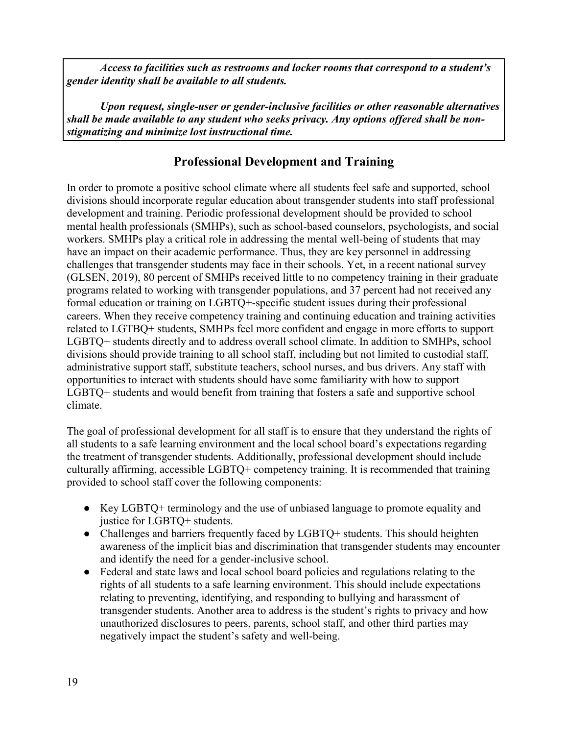***Access to facilities such as restrooms and locker rooms that correspond to a student's gender identity shall be available to all students.***

***Upon request, single-user or gender-inclusive facilities or other reasonable alternatives shall be made available to any student who seeks privacy. Any options offered shall be non-stigmatizing and minimize lost instructional time.***

## Professional Development and Training

In order to promote a positive school climate where all students feel safe and supported, school divisions should incorporate regular education about transgender students into staff professional development and training. Periodic professional development should be provided to school mental health professionals (SMHPs), such as school-based counselors, psychologists, and social workers. SMHPs play a critical role in addressing the mental well-being of students that may have an impact on their academic performance. Thus, they are key personnel in addressing challenges that transgender students may face in their schools. Yet, in a recent national survey (GLSEN, 2019), 80 percent of SMHPs received little to no competency training in their graduate programs related to working with transgender populations, and 37 percent had not received any formal education or training on LGBTQ+-specific student issues during their professional careers. When they receive competency training and continuing education and training activities related to LGTBQ+ students, SMHPs feel more confident and engage in more efforts to support LGBTQ+ students directly and to address overall school climate. In addition to SMHPs, school divisions should provide training to all school staff, including but not limited to custodial staff, administrative support staff, substitute teachers, school nurses, and bus drivers. Any staff with opportunities to interact with students should have some familiarity with how to support LGBTQ+ students and would benefit from training that fosters a safe and supportive school climate.

The goal of professional development for all staff is to ensure that they understand the rights of all students to a safe learning environment and the local school board's expectations regarding the treatment of transgender students. Additionally, professional development should include culturally affirming, accessible LGBTQ+ competency training. It is recommended that training provided to school staff cover the following components:

- Key LGBTQ+ terminology and the use of unbiased language to promote equality and justice for LGBTQ+ students.
- Challenges and barriers frequently faced by LGBTQ+ students. This should heighten awareness of the implicit bias and discrimination that transgender students may encounter and identify the need for a gender-inclusive school.
- Federal and state laws and local school board policies and regulations relating to the rights of all students to a safe learning environment. This should include expectations relating to preventing, identifying, and responding to bullying and harassment of transgender students. Another area to address is the student's rights to privacy and how unauthorized disclosures to peers, parents, school staff, and other third parties may negatively impact the student's safety and well-being.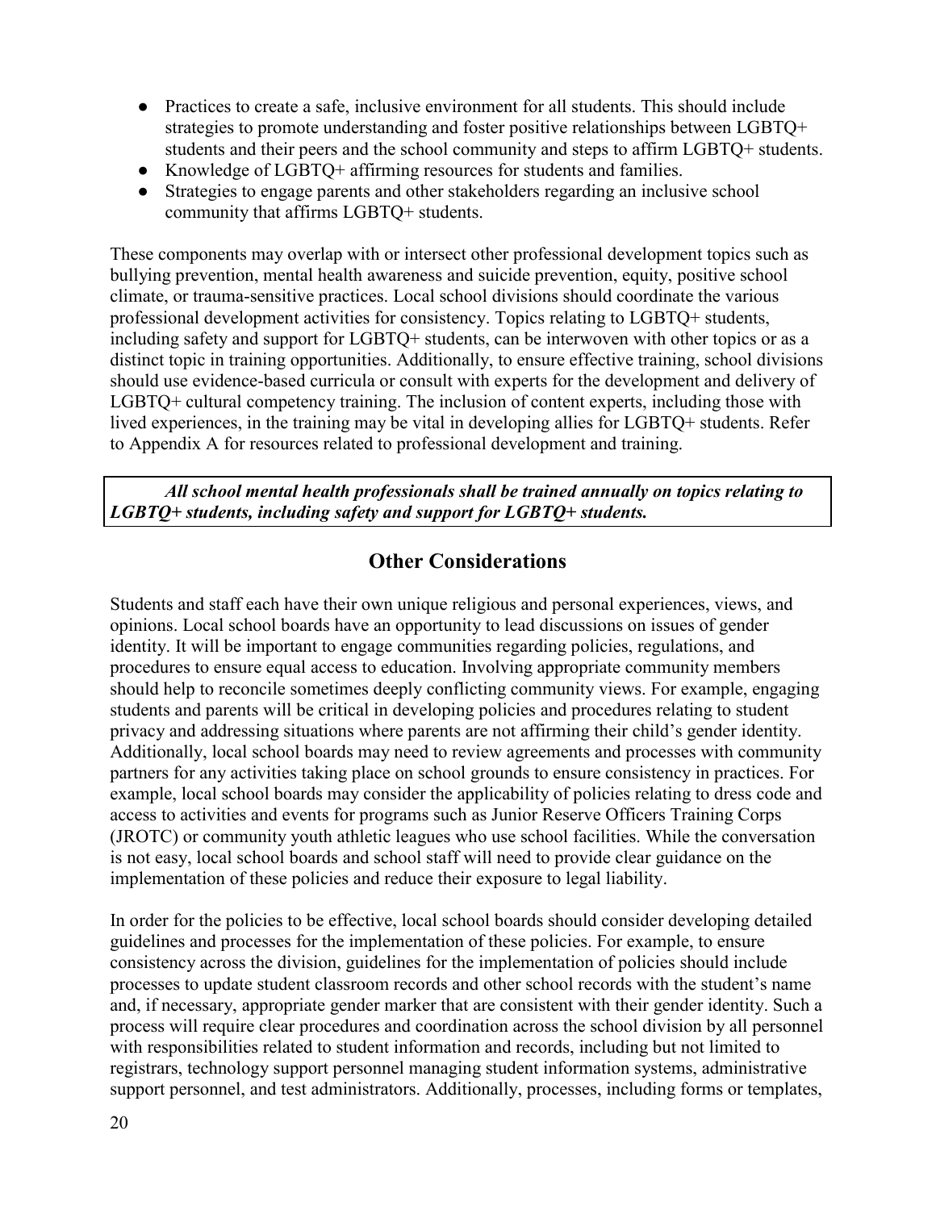- Practices to create a safe, inclusive environment for all students. This should include strategies to promote understanding and foster positive relationships between LGBTQ+ students and their peers and the school community and steps to affirm LGBTQ+ students.
- Knowledge of LGBTQ+ affirming resources for students and families.
- Strategies to engage parents and other stakeholders regarding an inclusive school community that affirms LGBTQ+ students.

These components may overlap with or intersect other professional development topics such as bullying prevention, mental health awareness and suicide prevention, equity, positive school climate, or trauma-sensitive practices. Local school divisions should coordinate the various professional development activities for consistency. Topics relating to LGBTQ+ students, including safety and support for LGBTQ+ students, can be interwoven with other topics or as a distinct topic in training opportunities. Additionally, to ensure effective training, school divisions should use evidence-based curricula or consult with experts for the development and delivery of LGBTQ+ cultural competency training. The inclusion of content experts, including those with lived experiences, in the training may be vital in developing allies for LGBTQ+ students. Refer to Appendix A for resources related to professional development and training.

***All school mental health professionals shall be trained annually on topics relating to LGBTQ+ students, including safety and support for LGBTQ+ students.***

## Other Considerations

Students and staff each have their own unique religious and personal experiences, views, and opinions. Local school boards have an opportunity to lead discussions on issues of gender identity. It will be important to engage communities regarding policies, regulations, and procedures to ensure equal access to education. Involving appropriate community members should help to reconcile sometimes deeply conflicting community views. For example, engaging students and parents will be critical in developing policies and procedures relating to student privacy and addressing situations where parents are not affirming their child's gender identity. Additionally, local school boards may need to review agreements and processes with community partners for any activities taking place on school grounds to ensure consistency in practices. For example, local school boards may consider the applicability of policies relating to dress code and access to activities and events for programs such as Junior Reserve Officers Training Corps (JROTC) or community youth athletic leagues who use school facilities. While the conversation is not easy, local school boards and school staff will need to provide clear guidance on the implementation of these policies and reduce their exposure to legal liability.

In order for the policies to be effective, local school boards should consider developing detailed guidelines and processes for the implementation of these policies. For example, to ensure consistency across the division, guidelines for the implementation of policies should include processes to update student classroom records and other school records with the student's name and, if necessary, appropriate gender marker that are consistent with their gender identity. Such a process will require clear procedures and coordination across the school division by all personnel with responsibilities related to student information and records, including but not limited to registrars, technology support personnel managing student information systems, administrative support personnel, and test administrators. Additionally, processes, including forms or templates,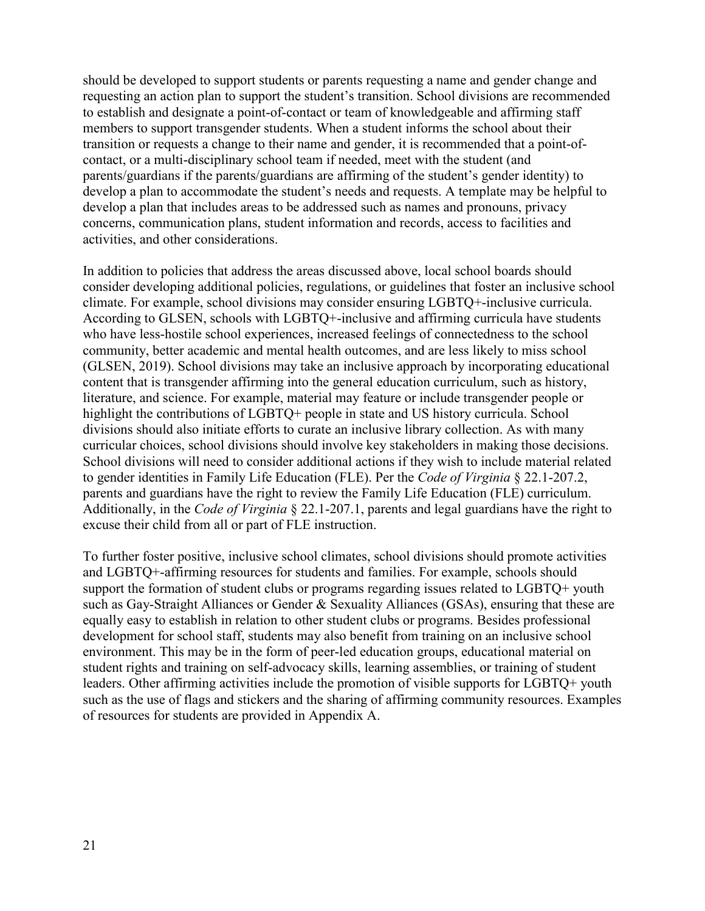should be developed to support students or parents requesting a name and gender change and requesting an action plan to support the student's transition. School divisions are recommended to establish and designate a point-of-contact or team of knowledgeable and affirming staff members to support transgender students. When a student informs the school about their transition or requests a change to their name and gender, it is recommended that a point-of-contact, or a multi-disciplinary school team if needed, meet with the student (and parents/guardians if the parents/guardians are affirming of the student's gender identity) to develop a plan to accommodate the student's needs and requests. A template may be helpful to develop a plan that includes areas to be addressed such as names and pronouns, privacy concerns, communication plans, student information and records, access to facilities and activities, and other considerations.

In addition to policies that address the areas discussed above, local school boards should consider developing additional policies, regulations, or guidelines that foster an inclusive school climate. For example, school divisions may consider ensuring LGBTQ+-inclusive curricula. According to GLSEN, schools with LGBTQ+-inclusive and affirming curricula have students who have less-hostile school experiences, increased feelings of connectedness to the school community, better academic and mental health outcomes, and are less likely to miss school (GLSEN, 2019). School divisions may take an inclusive approach by incorporating educational content that is transgender affirming into the general education curriculum, such as history, literature, and science. For example, material may feature or include transgender people or highlight the contributions of LGBTQ+ people in state and US history curricula. School divisions should also initiate efforts to curate an inclusive library collection. As with many curricular choices, school divisions should involve key stakeholders in making those decisions. School divisions will need to consider additional actions if they wish to include material related to gender identities in Family Life Education (FLE). Per the *Code of Virginia* § 22.1-207.2, parents and guardians have the right to review the Family Life Education (FLE) curriculum. Additionally, in the *Code of Virginia* § 22.1-207.1, parents and legal guardians have the right to excuse their child from all or part of FLE instruction.

To further foster positive, inclusive school climates, school divisions should promote activities and LGBTQ+-affirming resources for students and families. For example, schools should support the formation of student clubs or programs regarding issues related to LGBTQ+ youth such as Gay-Straight Alliances or Gender & Sexuality Alliances (GSAs), ensuring that these are equally easy to establish in relation to other student clubs or programs. Besides professional development for school staff, students may also benefit from training on an inclusive school environment. This may be in the form of peer-led education groups, educational material on student rights and training on self-advocacy skills, learning assemblies, or training of student leaders. Other affirming activities include the promotion of visible supports for LGBTQ+ youth such as the use of flags and stickers and the sharing of affirming community resources. Examples of resources for students are provided in Appendix A.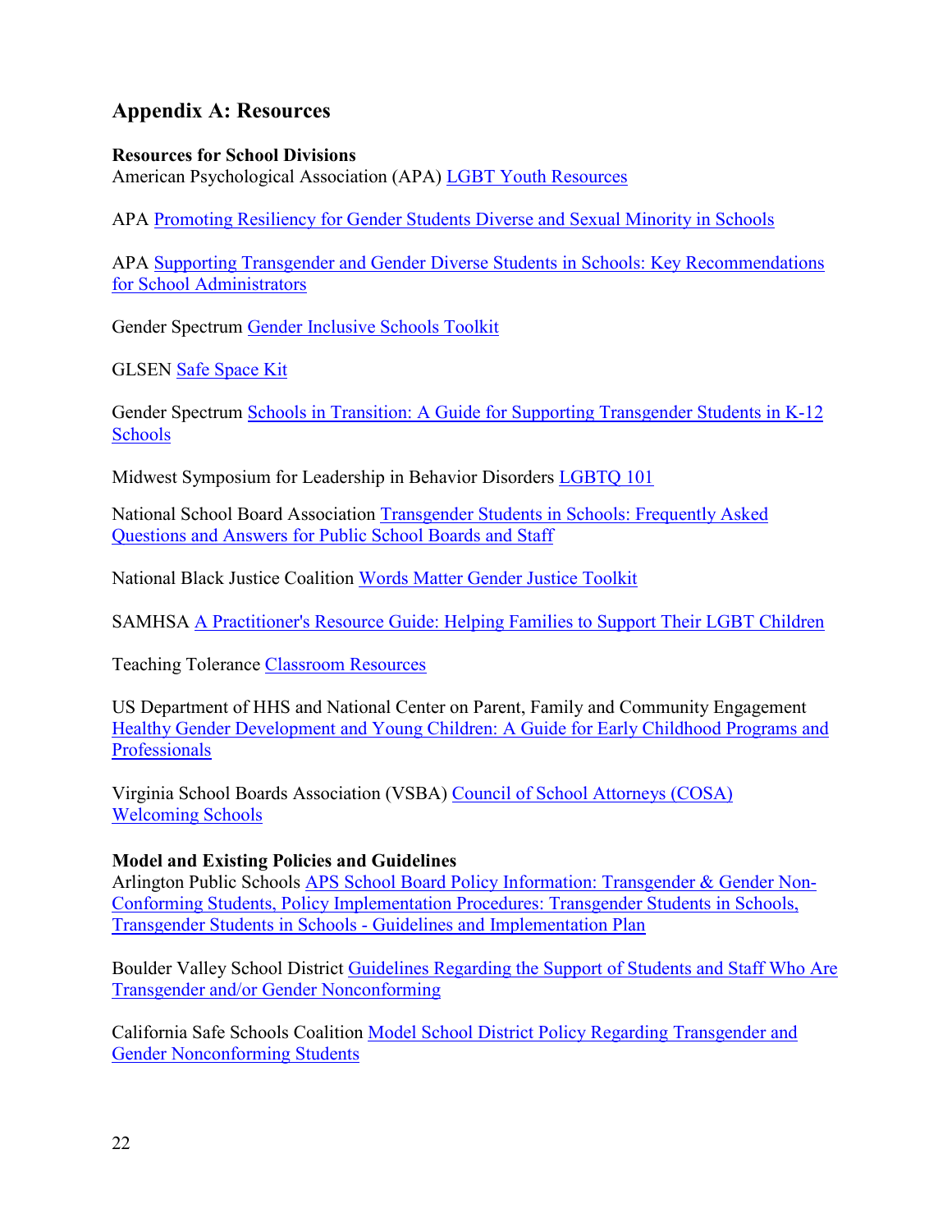## Appendix A: Resources

**Resources for School Divisions**
American Psychological Association (APA) LGBT Youth Resources

APA Promoting Resiliency for Gender Students Diverse and Sexual Minority in Schools

APA Supporting Transgender and Gender Diverse Students in Schools: Key Recommendations for School Administrators

Gender Spectrum Gender Inclusive Schools Toolkit

GLSEN Safe Space Kit

Gender Spectrum Schools in Transition: A Guide for Supporting Transgender Students in K-12 Schools

Midwest Symposium for Leadership in Behavior Disorders LGBTQ 101

National School Board Association Transgender Students in Schools: Frequently Asked Questions and Answers for Public School Boards and Staff

National Black Justice Coalition Words Matter Gender Justice Toolkit

SAMHSA A Practitioner's Resource Guide: Helping Families to Support Their LGBT Children

Teaching Tolerance Classroom Resources

US Department of HHS and National Center on Parent, Family and Community Engagement Healthy Gender Development and Young Children: A Guide for Early Childhood Programs and Professionals

Virginia School Boards Association (VSBA) Council of School Attorneys (COSA) Welcoming Schools

**Model and Existing Policies and Guidelines**
Arlington Public Schools APS School Board Policy Information: Transgender & Gender Non-Conforming Students, Policy Implementation Procedures: Transgender Students in Schools, Transgender Students in Schools - Guidelines and Implementation Plan

Boulder Valley School District Guidelines Regarding the Support of Students and Staff Who Are Transgender and/or Gender Nonconforming

California Safe Schools Coalition Model School District Policy Regarding Transgender and Gender Nonconforming Students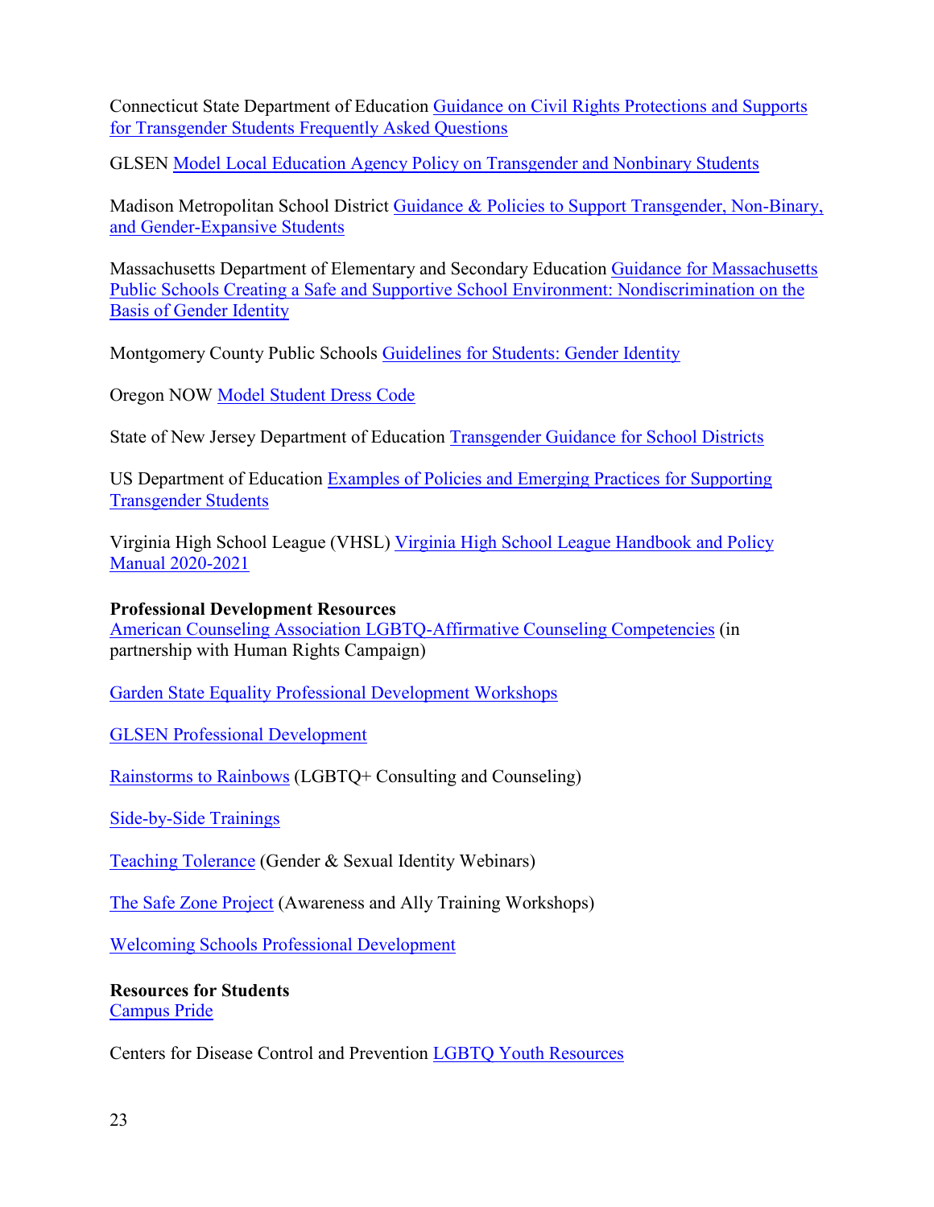Connecticut State Department of Education Guidance on Civil Rights Protections and Supports for Transgender Students Frequently Asked Questions

GLSEN Model Local Education Agency Policy on Transgender and Nonbinary Students

Madison Metropolitan School District Guidance & Policies to Support Transgender, Non-Binary, and Gender-Expansive Students

Massachusetts Department of Elementary and Secondary Education Guidance for Massachusetts Public Schools Creating a Safe and Supportive School Environment: Nondiscrimination on the Basis of Gender Identity

Montgomery County Public Schools Guidelines for Students: Gender Identity

Oregon NOW Model Student Dress Code

State of New Jersey Department of Education Transgender Guidance for School Districts

US Department of Education Examples of Policies and Emerging Practices for Supporting Transgender Students

Virginia High School League (VHSL) Virginia High School League Handbook and Policy Manual 2020-2021

**Professional Development Resources**

American Counseling Association LGBTQ-Affirmative Counseling Competencies (in partnership with Human Rights Campaign)

Garden State Equality Professional Development Workshops

GLSEN Professional Development

Rainstorms to Rainbows (LGBTQ+ Consulting and Counseling)

Side-by-Side Trainings

Teaching Tolerance (Gender & Sexual Identity Webinars)

The Safe Zone Project (Awareness and Ally Training Workshops)

Welcoming Schools Professional Development

**Resources for Students**

Campus Pride

Centers for Disease Control and Prevention LGBTQ Youth Resources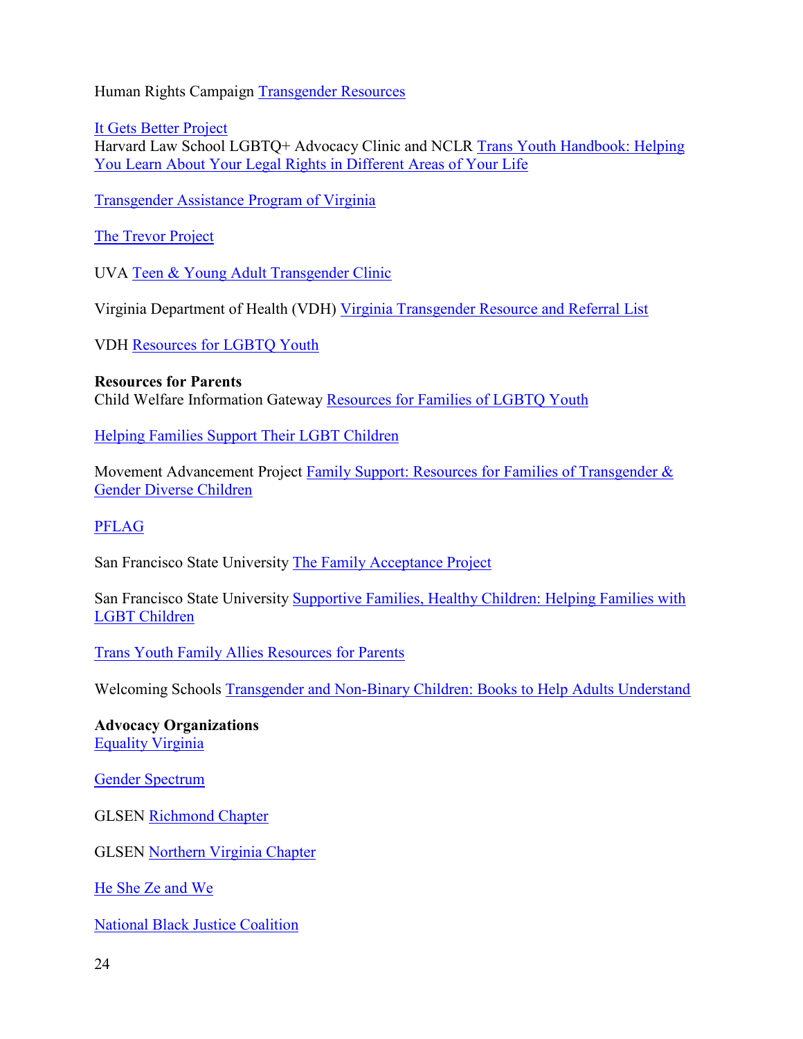Human Rights Campaign Transgender Resources

It Gets Better Project
Harvard Law School LGBTQ+ Advocacy Clinic and NCLR Trans Youth Handbook: Helping You Learn About Your Legal Rights in Different Areas of Your Life

Transgender Assistance Program of Virginia

The Trevor Project

UVA Teen & Young Adult Transgender Clinic

Virginia Department of Health (VDH) Virginia Transgender Resource and Referral List

VDH Resources for LGBTQ Youth

**Resources for Parents**
Child Welfare Information Gateway Resources for Families of LGBTQ Youth

Helping Families Support Their LGBT Children

Movement Advancement Project Family Support: Resources for Families of Transgender & Gender Diverse Children

PFLAG

San Francisco State University The Family Acceptance Project

San Francisco State University Supportive Families, Healthy Children: Helping Families with LGBT Children

Trans Youth Family Allies Resources for Parents

Welcoming Schools Transgender and Non-Binary Children: Books to Help Adults Understand

**Advocacy Organizations**
Equality Virginia

Gender Spectrum

GLSEN Richmond Chapter

GLSEN Northern Virginia Chapter

He She Ze and We

National Black Justice Coalition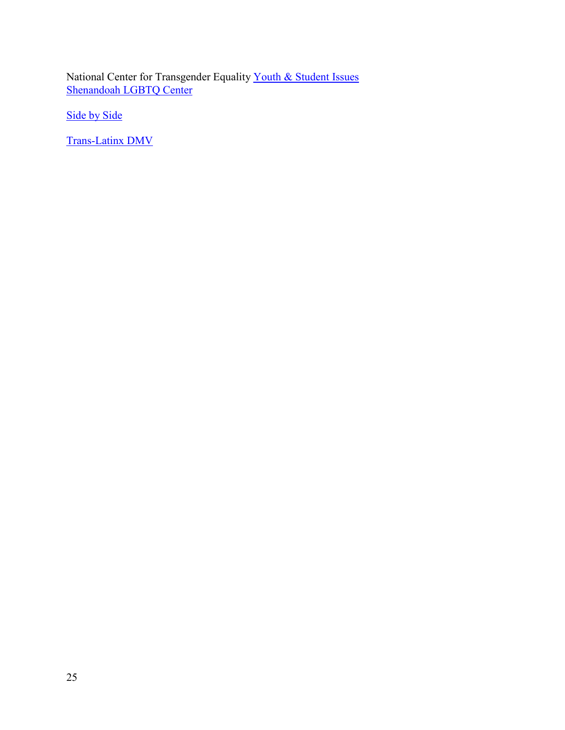National Center for Transgender Equality Youth & Student Issues
Shenandoah LGBTQ Center

Side by Side

Trans-Latinx DMV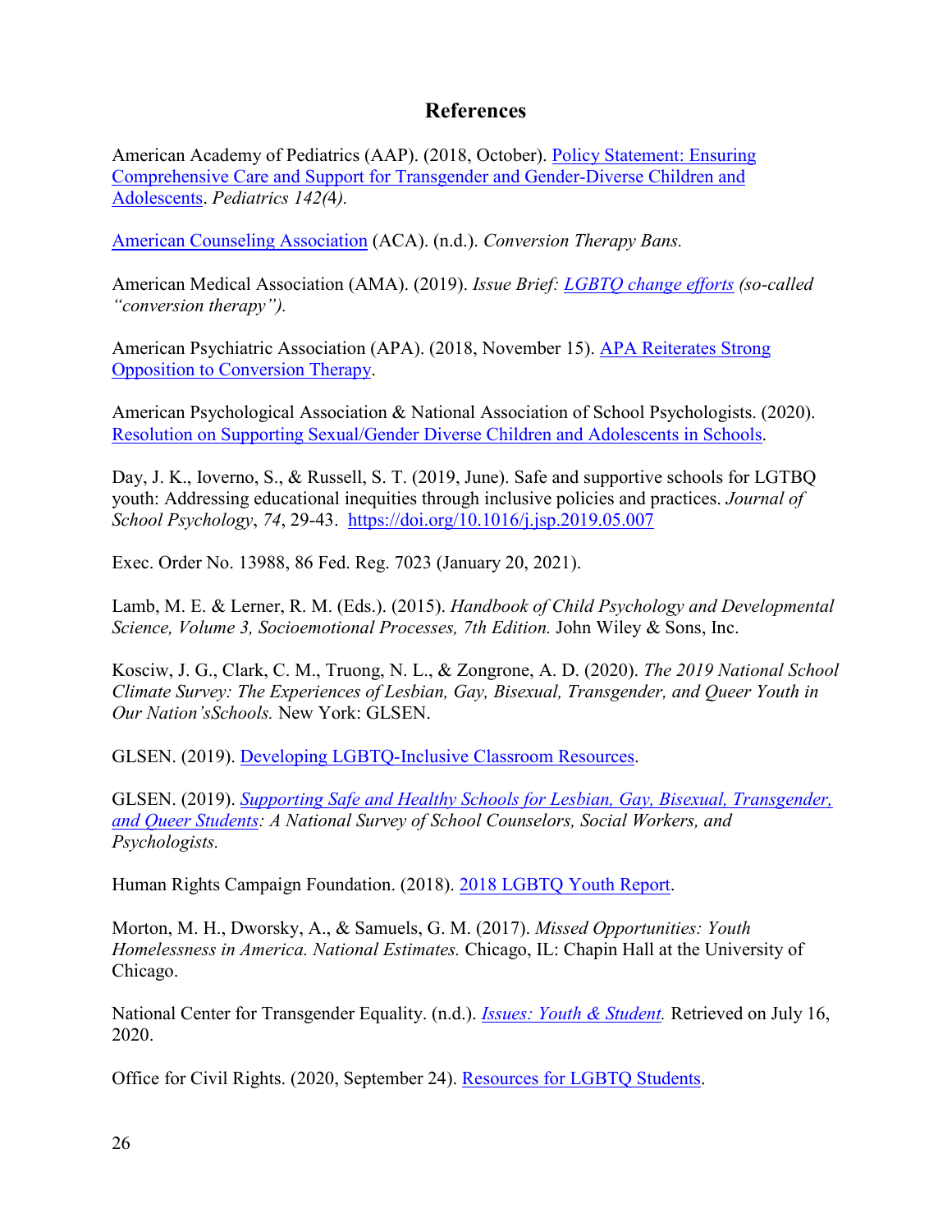## References

American Academy of Pediatrics (AAP). (2018, October). Policy Statement: Ensuring Comprehensive Care and Support for Transgender and Gender-Diverse Children and Adolescents. *Pediatrics 142(4).*

American Counseling Association (ACA). (n.d.). *Conversion Therapy Bans.*

American Medical Association (AMA). (2019). *Issue Brief: LGBTQ change efforts (so-called "conversion therapy").*

American Psychiatric Association (APA). (2018, November 15). APA Reiterates Strong Opposition to Conversion Therapy.

American Psychological Association & National Association of School Psychologists. (2020). Resolution on Supporting Sexual/Gender Diverse Children and Adolescents in Schools.

Day, J. K., Ioverno, S., & Russell, S. T. (2019, June). Safe and supportive schools for LGTBQ youth: Addressing educational inequities through inclusive policies and practices. *Journal of School Psychology*, *74*, 29-43. https://doi.org/10.1016/j.jsp.2019.05.007

Exec. Order No. 13988, 86 Fed. Reg. 7023 (January 20, 2021).

Lamb, M. E. & Lerner, R. M. (Eds.). (2015). *Handbook of Child Psychology and Developmental Science, Volume 3, Socioemotional Processes, 7th Edition.* John Wiley & Sons, Inc.

Kosciw, J. G., Clark, C. M., Truong, N. L., & Zongrone, A. D. (2020). *The 2019 National School Climate Survey: The Experiences of Lesbian, Gay, Bisexual, Transgender, and Queer Youth in Our Nation'sSchools.* New York: GLSEN.

GLSEN. (2019). Developing LGBTQ-Inclusive Classroom Resources.

GLSEN. (2019). *Supporting Safe and Healthy Schools for Lesbian, Gay, Bisexual, Transgender, and Queer Students: A National Survey of School Counselors, Social Workers, and Psychologists.*

Human Rights Campaign Foundation. (2018). 2018 LGBTQ Youth Report.

Morton, M. H., Dworsky, A., & Samuels, G. M. (2017). *Missed Opportunities: Youth Homelessness in America. National Estimates.* Chicago, IL: Chapin Hall at the University of Chicago.

National Center for Transgender Equality. (n.d.). *Issues: Youth & Student.* Retrieved on July 16, 2020.

Office for Civil Rights. (2020, September 24). Resources for LGBTQ Students.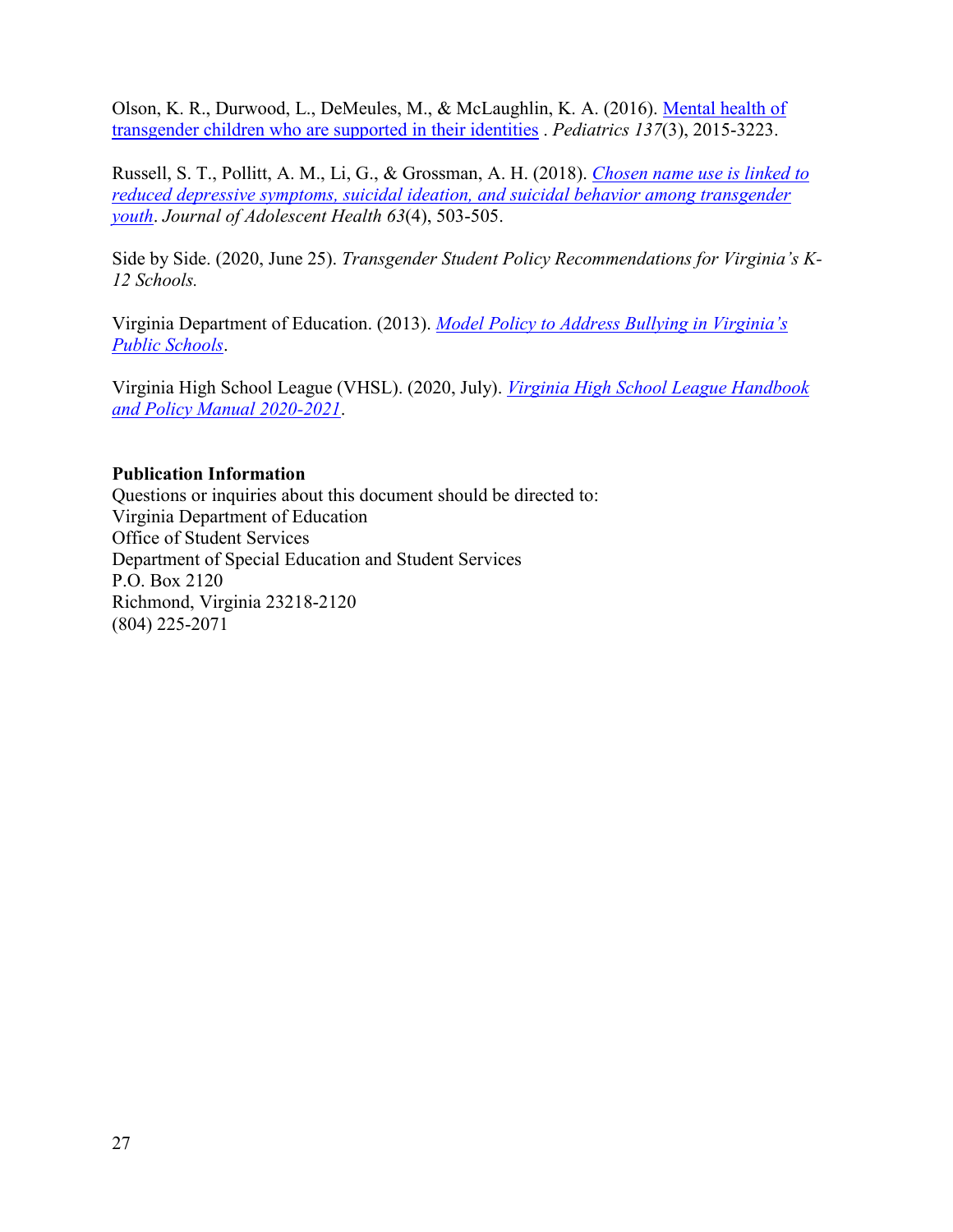Olson, K. R., Durwood, L., DeMeules, M., & McLaughlin, K. A. (2016). Mental health of transgender children who are supported in their identities . *Pediatrics 137*(3), 2015-3223.

Russell, S. T., Pollitt, A. M., Li, G., & Grossman, A. H. (2018). *Chosen name use is linked to reduced depressive symptoms, suicidal ideation, and suicidal behavior among transgender youth*. *Journal of Adolescent Health 63*(4), 503-505.

Side by Side. (2020, June 25). *Transgender Student Policy Recommendations for Virginia's K-12 Schools.*

Virginia Department of Education. (2013). *Model Policy to Address Bullying in Virginia's Public Schools*.

Virginia High School League (VHSL). (2020, July). *Virginia High School League Handbook and Policy Manual 2020-2021*.

**Publication Information**
Questions or inquiries about this document should be directed to:
Virginia Department of Education
Office of Student Services
Department of Special Education and Student Services
P.O. Box 2120
Richmond, Virginia 23218-2120
(804) 225-2071